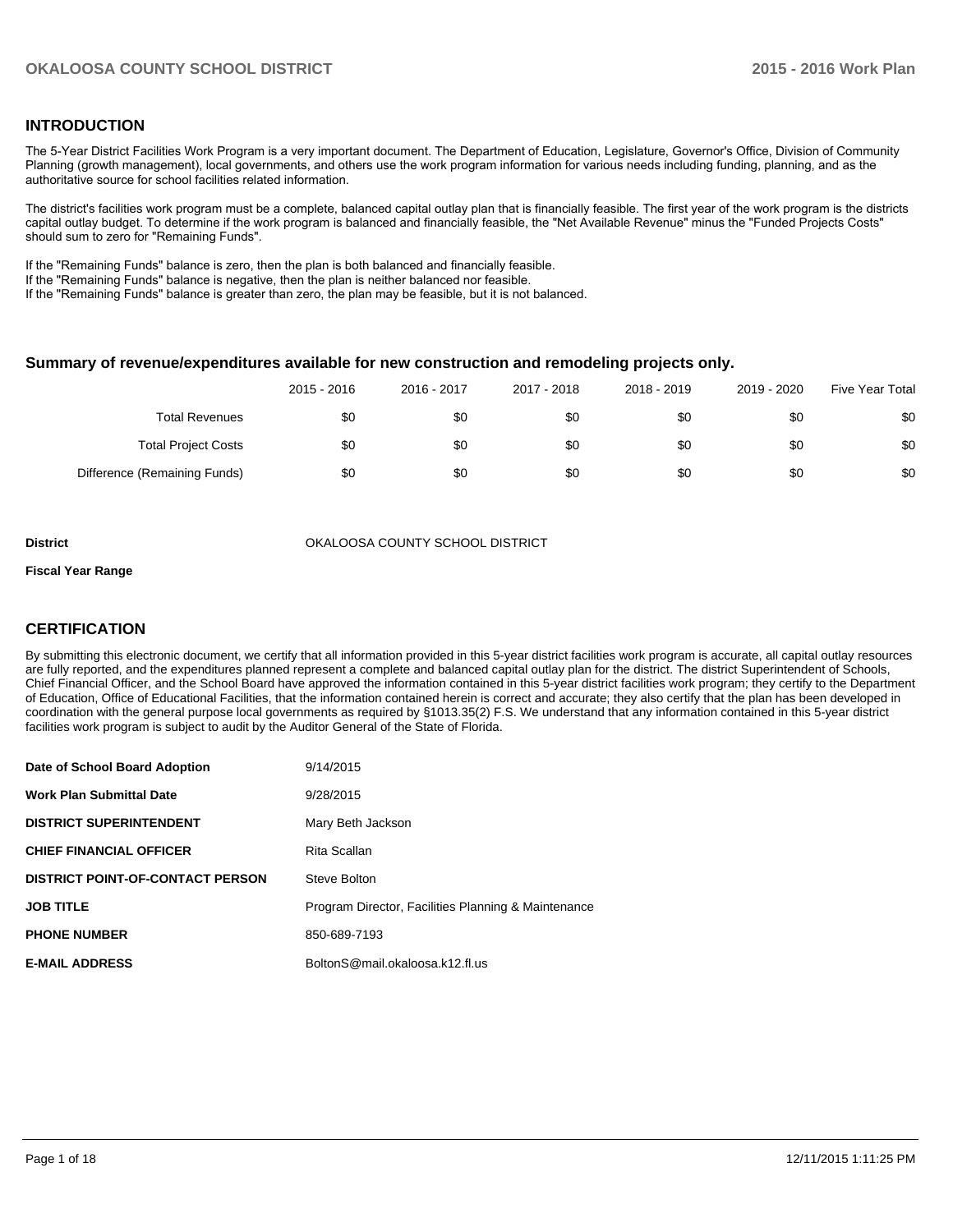## INTRODUCTION

The 5-Year District Facilities Work Program is a very important document. The Department of Education, Legislature, Governor's Office, Division of Community Planning (growth management), local governments, and others use the work program information for various needs including funding, planning, and as the authoritative source for school facilities related information.

The district's facilities work program must be a complete, balanced capital outlay plan that is financially feasible. The first year of the work program is the districts capital outlay budget. To determine if the work program is balanced and financially feasible, the "Net Available Revenue" minus the "Funded Projects Costs" should sum to zero for "Remaining Funds".

If the "Remaining Funds" balance is zero, then the plan is both balanced and financially feasible.
If the "Remaining Funds" balance is negative, then the plan is neither balanced nor feasible.
If the "Remaining Funds" balance is greater than zero, the plan may be feasible, but it is not balanced.

### Summary of revenue/expenditures available for new construction and remodeling projects only.

| | 2015 - 2016 | 2016 - 2017 | 2017 - 2018 | 2018 - 2019 | 2019 - 2020 | Five Year Total |
|---|---|---|---|---|---|---|
| Total Revenues | $0 | $0 | $0 | $0 | $0 | $0 |
| Total Project Costs | $0 | $0 | $0 | $0 | $0 | $0 |
| Difference (Remaining Funds) | $0 | $0 | $0 | $0 | $0 | $0 |

| | |
|---|---|
| **District** | OKALOOSA COUNTY SCHOOL DISTRICT |
| **Fiscal Year Range** | |

## CERTIFICATION

By submitting this electronic document, we certify that all information provided in this 5-year district facilities work program is accurate, all capital outlay resources are fully reported, and the expenditures planned represent a complete and balanced capital outlay plan for the district. The district Superintendent of Schools, Chief Financial Officer, and the School Board have approved the information contained in this 5-year district facilities work program; they certify to the Department of Education, Office of Educational Facilities, that the information contained herein is correct and accurate; they also certify that the plan has been developed in coordination with the general purpose local governments as required by §1013.35(2) F.S. We understand that any information contained in this 5-year district facilities work program is subject to audit by the Auditor General of the State of Florida.

| | |
|---|---|
| **Date of School Board Adoption** | 9/14/2015 |
| **Work Plan Submittal Date** | 9/28/2015 |
| **DISTRICT SUPERINTENDENT** | Mary Beth Jackson |
| **CHIEF FINANCIAL OFFICER** | Rita Scallan |
| **DISTRICT POINT-OF-CONTACT PERSON** | Steve Bolton |
| **JOB TITLE** | Program Director, Facilities Planning & Maintenance |
| **PHONE NUMBER** | 850-689-7193 |
| **E-MAIL ADDRESS** | BoltonS@mail.okaloosa.k12.fl.us |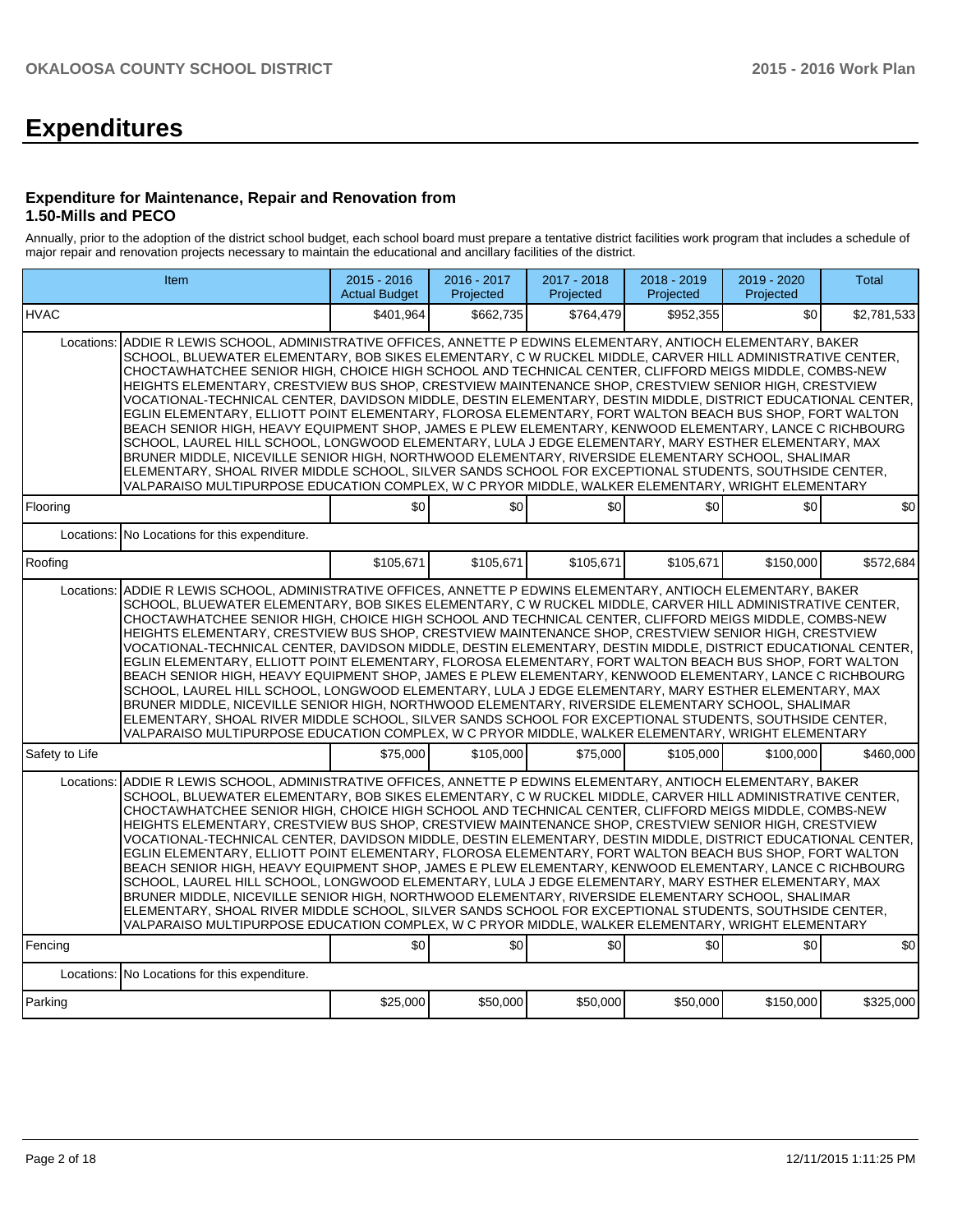# Expenditures

### Expenditure for Maintenance, Repair and Renovation from 1.50-Mills and PECO

Annually, prior to the adoption of the district school budget, each school board must prepare a tentative district facilities work program that includes a schedule of major repair and renovation projects necessary to maintain the educational and ancillary facilities of the district.

| Item | | 2015 - 2016 Actual Budget | 2016 - 2017 Projected | 2017 - 2018 Projected | 2018 - 2019 Projected | 2019 - 2020 Projected | Total |
|---|---|---|---|---|---|---|---|
| HVAC | | $401,964 | $662,735 | $764,479 | $952,355 | $0 | $2,781,533 |
| Locations: | ADDIE R LEWIS SCHOOL, ADMINISTRATIVE OFFICES, ANNETTE P EDWINS ELEMENTARY, ANTIOCH ELEMENTARY, BAKER SCHOOL, BLUEWATER ELEMENTARY, BOB SIKES ELEMENTARY, C W RUCKEL MIDDLE, CARVER HILL ADMINISTRATIVE CENTER, CHOCTAWHATCHEE SENIOR HIGH, CHOICE HIGH SCHOOL AND TECHNICAL CENTER, CLIFFORD MEIGS MIDDLE, COMBS-NEW HEIGHTS ELEMENTARY, CRESTVIEW BUS SHOP, CRESTVIEW MAINTENANCE SHOP, CRESTVIEW SENIOR HIGH, CRESTVIEW VOCATIONAL-TECHNICAL CENTER, DAVIDSON MIDDLE, DESTIN ELEMENTARY, DESTIN MIDDLE, DISTRICT EDUCATIONAL CENTER, EGLIN ELEMENTARY, ELLIOTT POINT ELEMENTARY, FLOROSA ELEMENTARY, FORT WALTON BEACH BUS SHOP, FORT WALTON BEACH SENIOR HIGH, HEAVY EQUIPMENT SHOP, JAMES E PLEW ELEMENTARY, KENWOOD ELEMENTARY, LANCE C RICHBOURG SCHOOL, LAUREL HILL SCHOOL, LONGWOOD ELEMENTARY, LULA J EDGE ELEMENTARY, MARY ESTHER ELEMENTARY, MAX BRUNER MIDDLE, NICEVILLE SENIOR HIGH, NORTHWOOD ELEMENTARY, RIVERSIDE ELEMENTARY SCHOOL, SHALIMAR ELEMENTARY, SHOAL RIVER MIDDLE SCHOOL, SILVER SANDS SCHOOL FOR EXCEPTIONAL STUDENTS, SOUTHSIDE CENTER, VALPARAISO MULTIPURPOSE EDUCATION COMPLEX, W C PRYOR MIDDLE, WALKER ELEMENTARY, WRIGHT ELEMENTARY | | | | | | |
| Flooring | | $0 | $0 | $0 | $0 | $0 | $0 |
| Locations: | No Locations for this expenditure. | | | | | | |
| Roofing | | $105,671 | $105,671 | $105,671 | $105,671 | $150,000 | $572,684 |
| Locations: | ADDIE R LEWIS SCHOOL, ADMINISTRATIVE OFFICES, ANNETTE P EDWINS ELEMENTARY, ANTIOCH ELEMENTARY, BAKER SCHOOL, BLUEWATER ELEMENTARY, BOB SIKES ELEMENTARY, C W RUCKEL MIDDLE, CARVER HILL ADMINISTRATIVE CENTER, CHOCTAWHATCHEE SENIOR HIGH, CHOICE HIGH SCHOOL AND TECHNICAL CENTER, CLIFFORD MEIGS MIDDLE, COMBS-NEW HEIGHTS ELEMENTARY, CRESTVIEW BUS SHOP, CRESTVIEW MAINTENANCE SHOP, CRESTVIEW SENIOR HIGH, CRESTVIEW VOCATIONAL-TECHNICAL CENTER, DAVIDSON MIDDLE, DESTIN ELEMENTARY, DESTIN MIDDLE, DISTRICT EDUCATIONAL CENTER, EGLIN ELEMENTARY, ELLIOTT POINT ELEMENTARY, FLOROSA ELEMENTARY, FORT WALTON BEACH BUS SHOP, FORT WALTON BEACH SENIOR HIGH, HEAVY EQUIPMENT SHOP, JAMES E PLEW ELEMENTARY, KENWOOD ELEMENTARY, LANCE C RICHBOURG SCHOOL, LAUREL HILL SCHOOL, LONGWOOD ELEMENTARY, LULA J EDGE ELEMENTARY, MARY ESTHER ELEMENTARY, MAX BRUNER MIDDLE, NICEVILLE SENIOR HIGH, NORTHWOOD ELEMENTARY, RIVERSIDE ELEMENTARY SCHOOL, SHALIMAR ELEMENTARY, SHOAL RIVER MIDDLE SCHOOL, SILVER SANDS SCHOOL FOR EXCEPTIONAL STUDENTS, SOUTHSIDE CENTER, VALPARAISO MULTIPURPOSE EDUCATION COMPLEX, W C PRYOR MIDDLE, WALKER ELEMENTARY, WRIGHT ELEMENTARY | | | | | | |
| Safety to Life | | $75,000 | $105,000 | $75,000 | $105,000 | $100,000 | $460,000 |
| Locations: | ADDIE R LEWIS SCHOOL, ADMINISTRATIVE OFFICES, ANNETTE P EDWINS ELEMENTARY, ANTIOCH ELEMENTARY, BAKER SCHOOL, BLUEWATER ELEMENTARY, BOB SIKES ELEMENTARY, C W RUCKEL MIDDLE, CARVER HILL ADMINISTRATIVE CENTER, CHOCTAWHATCHEE SENIOR HIGH, CHOICE HIGH SCHOOL AND TECHNICAL CENTER, CLIFFORD MEIGS MIDDLE, COMBS-NEW HEIGHTS ELEMENTARY, CRESTVIEW BUS SHOP, CRESTVIEW MAINTENANCE SHOP, CRESTVIEW SENIOR HIGH, CRESTVIEW VOCATIONAL-TECHNICAL CENTER, DAVIDSON MIDDLE, DESTIN ELEMENTARY, DESTIN MIDDLE, DISTRICT EDUCATIONAL CENTER, EGLIN ELEMENTARY, ELLIOTT POINT ELEMENTARY, FLOROSA ELEMENTARY, FORT WALTON BEACH BUS SHOP, FORT WALTON BEACH SENIOR HIGH, HEAVY EQUIPMENT SHOP, JAMES E PLEW ELEMENTARY, KENWOOD ELEMENTARY, LANCE C RICHBOURG SCHOOL, LAUREL HILL SCHOOL, LONGWOOD ELEMENTARY, LULA J EDGE ELEMENTARY, MARY ESTHER ELEMENTARY, MAX BRUNER MIDDLE, NICEVILLE SENIOR HIGH, NORTHWOOD ELEMENTARY, RIVERSIDE ELEMENTARY SCHOOL, SHALIMAR ELEMENTARY, SHOAL RIVER MIDDLE SCHOOL, SILVER SANDS SCHOOL FOR EXCEPTIONAL STUDENTS, SOUTHSIDE CENTER, VALPARAISO MULTIPURPOSE EDUCATION COMPLEX, W C PRYOR MIDDLE, WALKER ELEMENTARY, WRIGHT ELEMENTARY | | | | | | |
| Fencing | | $0 | $0 | $0 | $0 | $0 | $0 |
| Locations: | No Locations for this expenditure. | | | | | | |
| Parking | | $25,000 | $50,000 | $50,000 | $50,000 | $150,000 | $325,000 |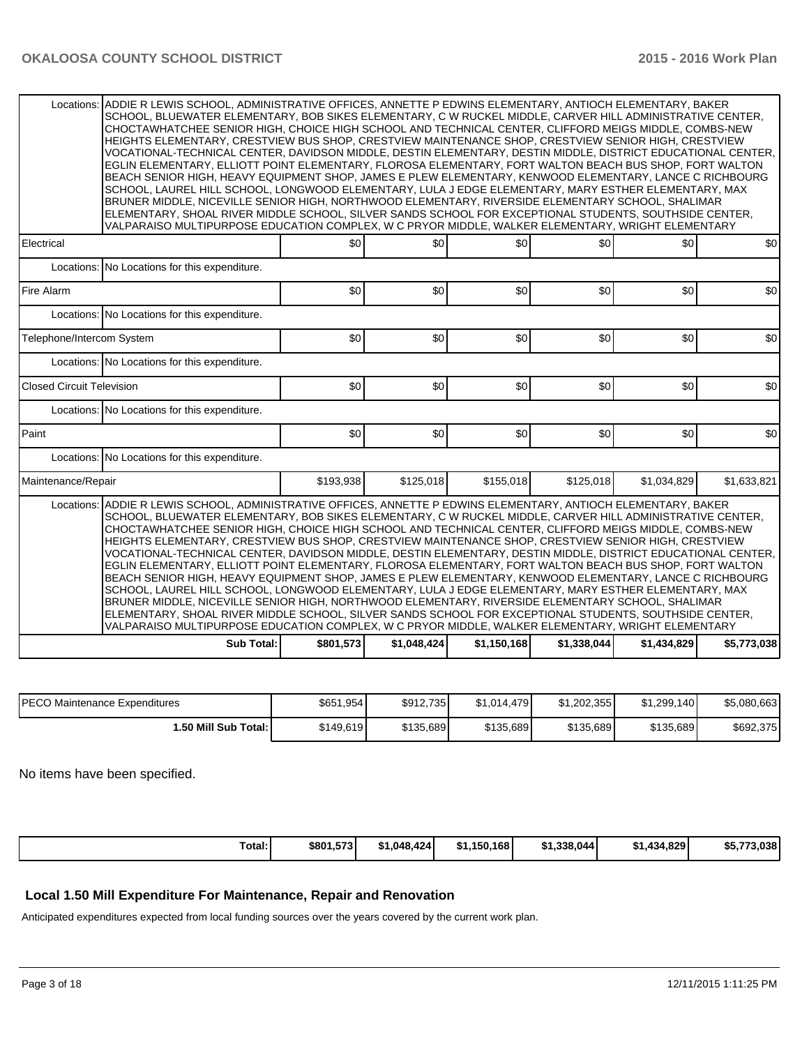| | | | | | | |
|---|---|---|---|---|---|---|
| Locations: ADDIE R LEWIS SCHOOL, ADMINISTRATIVE OFFICES, ANNETTE P EDWINS ELEMENTARY, ANTIOCH ELEMENTARY, BAKER SCHOOL, BLUEWATER ELEMENTARY, BOB SIKES ELEMENTARY, C W RUCKEL MIDDLE, CARVER HILL ADMINISTRATIVE CENTER, CHOCTAWHATCHEE SENIOR HIGH, CHOICE HIGH SCHOOL AND TECHNICAL CENTER, CLIFFORD MEIGS MIDDLE, COMBS-NEW HEIGHTS ELEMENTARY, CRESTVIEW BUS SHOP, CRESTVIEW MAINTENANCE SHOP, CRESTVIEW SENIOR HIGH, CRESTVIEW VOCATIONAL-TECHNICAL CENTER, DAVIDSON MIDDLE, DESTIN ELEMENTARY, DESTIN MIDDLE, DISTRICT EDUCATIONAL CENTER, EGLIN ELEMENTARY, ELLIOTT POINT ELEMENTARY, FLOROSA ELEMENTARY, FORT WALTON BEACH BUS SHOP, FORT WALTON BEACH SENIOR HIGH, HEAVY EQUIPMENT SHOP, JAMES E PLEW ELEMENTARY, KENWOOD ELEMENTARY, LANCE C RICHBOURG SCHOOL, LAUREL HILL SCHOOL, LONGWOOD ELEMENTARY, LULA J EDGE ELEMENTARY, MARY ESTHER ELEMENTARY, MAX BRUNER MIDDLE, NICEVILLE SENIOR HIGH, NORTHWOOD ELEMENTARY, RIVERSIDE ELEMENTARY SCHOOL, SHALIMAR ELEMENTARY, SHOAL RIVER MIDDLE SCHOOL, SILVER SANDS SCHOOL FOR EXCEPTIONAL STUDENTS, SOUTHSIDE CENTER, VALPARAISO MULTIPURPOSE EDUCATION COMPLEX, W C PRYOR MIDDLE, WALKER ELEMENTARY, WRIGHT ELEMENTARY | | | | | | |
| Electrical | $0 | $0 | $0 | $0 | $0 | $0 |
| Locations: No Locations for this expenditure. | | | | | | |
| Fire Alarm | $0 | $0 | $0 | $0 | $0 | $0 |
| Locations: No Locations for this expenditure. | | | | | | |
| Telephone/Intercom System | $0 | $0 | $0 | $0 | $0 | $0 |
| Locations: No Locations for this expenditure. | | | | | | |
| Closed Circuit Television | $0 | $0 | $0 | $0 | $0 | $0 |
| Locations: No Locations for this expenditure. | | | | | | |
| Paint | $0 | $0 | $0 | $0 | $0 | $0 |
| Locations: No Locations for this expenditure. | | | | | | |
| Maintenance/Repair | $193,938 | $125,018 | $155,018 | $125,018 | $1,034,829 | $1,633,821 |
| Locations: ADDIE R LEWIS SCHOOL, ADMINISTRATIVE OFFICES, ANNETTE P EDWINS ELEMENTARY, ANTIOCH ELEMENTARY, BAKER SCHOOL, BLUEWATER ELEMENTARY, BOB SIKES ELEMENTARY, C W RUCKEL MIDDLE, CARVER HILL ADMINISTRATIVE CENTER, CHOCTAWHATCHEE SENIOR HIGH, CHOICE HIGH SCHOOL AND TECHNICAL CENTER, CLIFFORD MEIGS MIDDLE, COMBS-NEW HEIGHTS ELEMENTARY, CRESTVIEW BUS SHOP, CRESTVIEW MAINTENANCE SHOP, CRESTVIEW SENIOR HIGH, CRESTVIEW VOCATIONAL-TECHNICAL CENTER, DAVIDSON MIDDLE, DESTIN ELEMENTARY, DESTIN MIDDLE, DISTRICT EDUCATIONAL CENTER, EGLIN ELEMENTARY, ELLIOTT POINT ELEMENTARY, FLOROSA ELEMENTARY, FORT WALTON BEACH BUS SHOP, FORT WALTON BEACH SENIOR HIGH, HEAVY EQUIPMENT SHOP, JAMES E PLEW ELEMENTARY, KENWOOD ELEMENTARY, LANCE C RICHBOURG SCHOOL, LAUREL HILL SCHOOL, LONGWOOD ELEMENTARY, LULA J EDGE ELEMENTARY, MARY ESTHER ELEMENTARY, MAX BRUNER MIDDLE, NICEVILLE SENIOR HIGH, NORTHWOOD ELEMENTARY, RIVERSIDE ELEMENTARY SCHOOL, SHALIMAR ELEMENTARY, SHOAL RIVER MIDDLE SCHOOL, SILVER SANDS SCHOOL FOR EXCEPTIONAL STUDENTS, SOUTHSIDE CENTER, VALPARAISO MULTIPURPOSE EDUCATION COMPLEX, W C PRYOR MIDDLE, WALKER ELEMENTARY, WRIGHT ELEMENTARY | | | | | | |
| **Sub Total:** | **$801,573** | **$1,048,424** | **$1,150,168** | **$1,338,044** | **$1,434,829** | **$5,773,038** |

| | | | | | | |
|---|---|---|---|---|---|---|
| PECO Maintenance Expenditures | $651,954 | $912,735 | $1,014,479 | $1,202,355 | $1,299,140 | $5,080,663 |
| **1.50 Mill Sub Total:** | $149,619 | $135,689 | $135,689 | $135,689 | $135,689 | $692,375 |

No items have been specified.

| | | | | | | |
|---|---|---|---|---|---|---|
| **Total:** | **$801,573** | **$1,048,424** | **$1,150,168** | **$1,338,044** | **$1,434,829** | **$5,773,038** |

## Local 1.50 Mill Expenditure For Maintenance, Repair and Renovation

Anticipated expenditures expected from local funding sources over the years covered by the current work plan.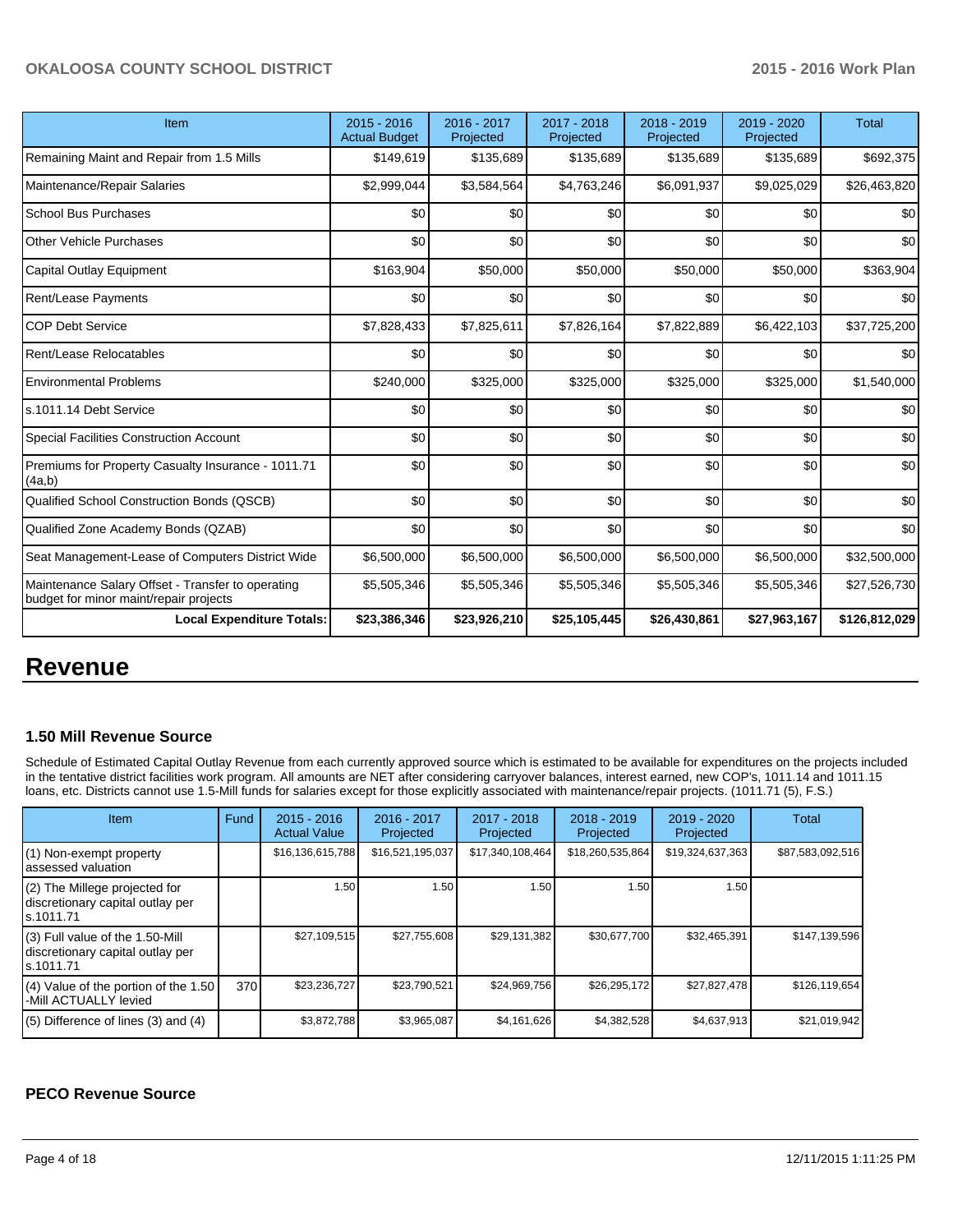| Item | 2015 - 2016 Actual Budget | 2016 - 2017 Projected | 2017 - 2018 Projected | 2018 - 2019 Projected | 2019 - 2020 Projected | Total |
|---|---|---|---|---|---|---|
| Remaining Maint and Repair from 1.5 Mills | $149,619 | $135,689 | $135,689 | $135,689 | $135,689 | $692,375 |
| Maintenance/Repair Salaries | $2,999,044 | $3,584,564 | $4,763,246 | $6,091,937 | $9,025,029 | $26,463,820 |
| School Bus Purchases | $0 | $0 | $0 | $0 | $0 | $0 |
| Other Vehicle Purchases | $0 | $0 | $0 | $0 | $0 | $0 |
| Capital Outlay Equipment | $163,904 | $50,000 | $50,000 | $50,000 | $50,000 | $363,904 |
| Rent/Lease Payments | $0 | $0 | $0 | $0 | $0 | $0 |
| COP Debt Service | $7,828,433 | $7,825,611 | $7,826,164 | $7,822,889 | $6,422,103 | $37,725,200 |
| Rent/Lease Relocatables | $0 | $0 | $0 | $0 | $0 | $0 |
| Environmental Problems | $240,000 | $325,000 | $325,000 | $325,000 | $325,000 | $1,540,000 |
| s.1011.14 Debt Service | $0 | $0 | $0 | $0 | $0 | $0 |
| Special Facilities Construction Account | $0 | $0 | $0 | $0 | $0 | $0 |
| Premiums for Property Casualty Insurance - 1011.71 (4a,b) | $0 | $0 | $0 | $0 | $0 | $0 |
| Qualified School Construction Bonds (QSCB) | $0 | $0 | $0 | $0 | $0 | $0 |
| Qualified Zone Academy Bonds (QZAB) | $0 | $0 | $0 | $0 | $0 | $0 |
| Seat Management-Lease of Computers District Wide | $6,500,000 | $6,500,000 | $6,500,000 | $6,500,000 | $6,500,000 | $32,500,000 |
| Maintenance Salary Offset - Transfer to operating budget for minor maint/repair projects | $5,505,346 | $5,505,346 | $5,505,346 | $5,505,346 | $5,505,346 | $27,526,730 |
| **Local Expenditure Totals:** | **$23,386,346** | **$23,926,210** | **$25,105,445** | **$26,430,861** | **$27,963,167** | **$126,812,029** |

# Revenue

### 1.50 Mill Revenue Source

Schedule of Estimated Capital Outlay Revenue from each currently approved source which is estimated to be available for expenditures on the projects included in the tentative district facilities work program. All amounts are NET after considering carryover balances, interest earned, new COP's, 1011.14 and 1011.15 loans, etc. Districts cannot use 1.5-Mill funds for salaries except for those explicitly associated with maintenance/repair projects. (1011.71 (5), F.S.)

| Item | Fund | 2015 - 2016 Actual Value | 2016 - 2017 Projected | 2017 - 2018 Projected | 2018 - 2019 Projected | 2019 - 2020 Projected | Total |
|---|---|---|---|---|---|---|---|
| (1) Non-exempt property assessed valuation | | $16,136,615,788 | $16,521,195,037 | $17,340,108,464 | $18,260,535,864 | $19,324,637,363 | $87,583,092,516 |
| (2) The Millege projected for discretionary capital outlay per s.1011.71 | | 1.50 | 1.50 | 1.50 | 1.50 | 1.50 | |
| (3) Full value of the 1.50-Mill discretionary capital outlay per s.1011.71 | | $27,109,515 | $27,755,608 | $29,131,382 | $30,677,700 | $32,465,391 | $147,139,596 |
| (4) Value of the portion of the 1.50 -Mill ACTUALLY levied | 370 | $23,236,727 | $23,790,521 | $24,969,756 | $26,295,172 | $27,827,478 | $126,119,654 |
| (5) Difference of lines (3) and (4) | | $3,872,788 | $3,965,087 | $4,161,626 | $4,382,528 | $4,637,913 | $21,019,942 |

### PECO Revenue Source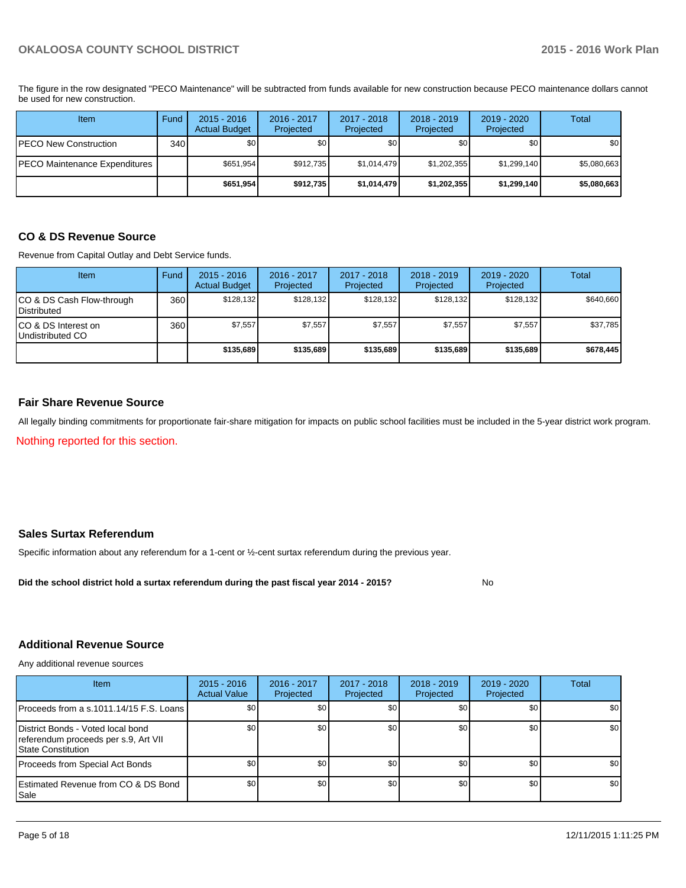The figure in the row designated "PECO Maintenance" will be subtracted from funds available for new construction because PECO maintenance dollars cannot be used for new construction.

| Item | Fund | 2015 - 2016 Actual Budget | 2016 - 2017 Projected | 2017 - 2018 Projected | 2018 - 2019 Projected | 2019 - 2020 Projected | Total |
|---|---|---|---|---|---|---|---|
| PECO New Construction | 340 | $0 | $0 | $0 | $0 | $0 | $0 |
| PECO Maintenance Expenditures | | $651,954 | $912,735 | $1,014,479 | $1,202,355 | $1,299,140 | $5,080,663 |
| | | **$651,954** | **$912,735** | **$1,014,479** | **$1,202,355** | **$1,299,140** | **$5,080,663** |

## CO & DS Revenue Source

Revenue from Capital Outlay and Debt Service funds.

| Item | Fund | 2015 - 2016 Actual Budget | 2016 - 2017 Projected | 2017 - 2018 Projected | 2018 - 2019 Projected | 2019 - 2020 Projected | Total |
|---|---|---|---|---|---|---|---|
| CO & DS Cash Flow-through Distributed | 360 | $128,132 | $128,132 | $128,132 | $128,132 | $128,132 | $640,660 |
| CO & DS Interest on Undistributed CO | 360 | $7,557 | $7,557 | $7,557 | $7,557 | $7,557 | $37,785 |
| | | **$135,689** | **$135,689** | **$135,689** | **$135,689** | **$135,689** | **$678,445** |

## Fair Share Revenue Source

All legally binding commitments for proportionate fair-share mitigation for impacts on public school facilities must be included in the 5-year district work program.

Nothing reported for this section.

## Sales Surtax Referendum

Specific information about any referendum for a 1-cent or ½-cent surtax referendum during the previous year.

**Did the school district hold a surtax referendum during the past fiscal year 2014 - 2015?** No

## Additional Revenue Source

Any additional revenue sources

| Item | 2015 - 2016 Actual Value | 2016 - 2017 Projected | 2017 - 2018 Projected | 2018 - 2019 Projected | 2019 - 2020 Projected | Total |
|---|---|---|---|---|---|---|
| Proceeds from a s.1011.14/15 F.S. Loans | $0 | $0 | $0 | $0 | $0 | $0 |
| District Bonds - Voted local bond referendum proceeds per s.9, Art VII State Constitution | $0 | $0 | $0 | $0 | $0 | $0 |
| Proceeds from Special Act Bonds | $0 | $0 | $0 | $0 | $0 | $0 |
| Estimated Revenue from CO & DS Bond Sale | $0 | $0 | $0 | $0 | $0 | $0 |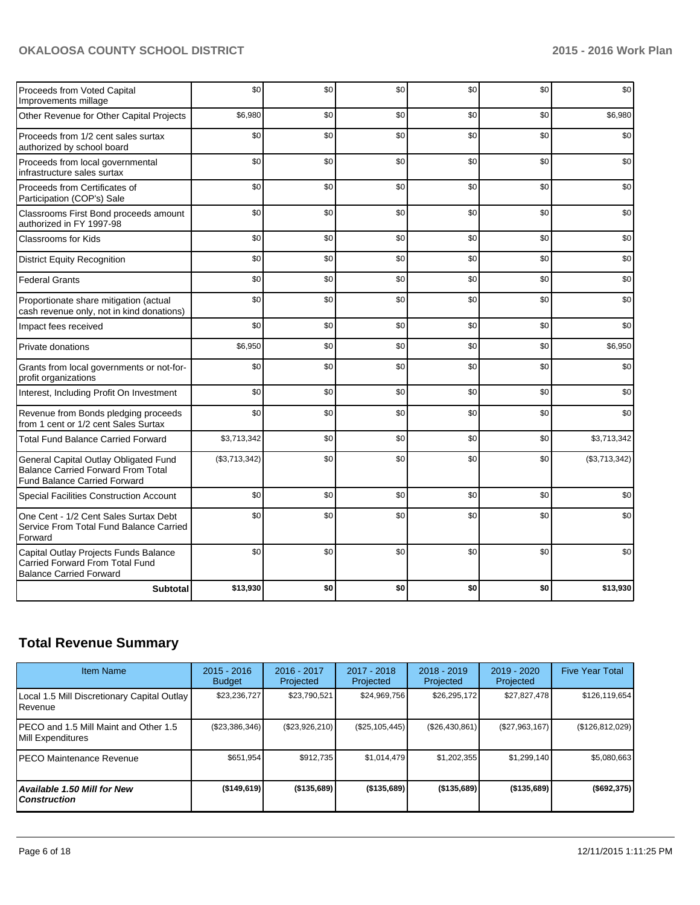| | | | | | | |
|---|---|---|---|---|---|---|
| Proceeds from Voted Capital Improvements millage | $0 | $0 | $0 | $0 | $0 | $0 |
| Other Revenue for Other Capital Projects | $6,980 | $0 | $0 | $0 | $0 | $6,980 |
| Proceeds from 1/2 cent sales surtax authorized by school board | $0 | $0 | $0 | $0 | $0 | $0 |
| Proceeds from local governmental infrastructure sales surtax | $0 | $0 | $0 | $0 | $0 | $0 |
| Proceeds from Certificates of Participation (COP's) Sale | $0 | $0 | $0 | $0 | $0 | $0 |
| Classrooms First Bond proceeds amount authorized in FY 1997-98 | $0 | $0 | $0 | $0 | $0 | $0 |
| Classrooms for Kids | $0 | $0 | $0 | $0 | $0 | $0 |
| District Equity Recognition | $0 | $0 | $0 | $0 | $0 | $0 |
| Federal Grants | $0 | $0 | $0 | $0 | $0 | $0 |
| Proportionate share mitigation (actual cash revenue only, not in kind donations) | $0 | $0 | $0 | $0 | $0 | $0 |
| Impact fees received | $0 | $0 | $0 | $0 | $0 | $0 |
| Private donations | $6,950 | $0 | $0 | $0 | $0 | $6,950 |
| Grants from local governments or not-for-profit organizations | $0 | $0 | $0 | $0 | $0 | $0 |
| Interest, Including Profit On Investment | $0 | $0 | $0 | $0 | $0 | $0 |
| Revenue from Bonds pledging proceeds from 1 cent or 1/2 cent Sales Surtax | $0 | $0 | $0 | $0 | $0 | $0 |
| Total Fund Balance Carried Forward | $3,713,342 | $0 | $0 | $0 | $0 | $3,713,342 |
| General Capital Outlay Obligated Fund Balance Carried Forward From Total Fund Balance Carried Forward | ($3,713,342) | $0 | $0 | $0 | $0 | ($3,713,342) |
| Special Facilities Construction Account | $0 | $0 | $0 | $0 | $0 | $0 |
| One Cent - 1/2 Cent Sales Surtax Debt Service From Total Fund Balance Carried Forward | $0 | $0 | $0 | $0 | $0 | $0 |
| Capital Outlay Projects Funds Balance Carried Forward From Total Fund Balance Carried Forward | $0 | $0 | $0 | $0 | $0 | $0 |
| **Subtotal** | **$13,930** | **$0** | **$0** | **$0** | **$0** | **$13,930** |

## Total Revenue Summary

| Item Name | 2015 - 2016 Budget | 2016 - 2017 Projected | 2017 - 2018 Projected | 2018 - 2019 Projected | 2019 - 2020 Projected | Five Year Total |
|---|---|---|---|---|---|---|
| Local 1.5 Mill Discretionary Capital Outlay Revenue | $23,236,727 | $23,790,521 | $24,969,756 | $26,295,172 | $27,827,478 | $126,119,654 |
| PECO and 1.5 Mill Maint and Other 1.5 Mill Expenditures | ($23,386,346) | ($23,926,210) | ($25,105,445) | ($26,430,861) | ($27,963,167) | ($126,812,029) |
| PECO Maintenance Revenue | $651,954 | $912,735 | $1,014,479 | $1,202,355 | $1,299,140 | $5,080,663 |
| ***Available 1.50 Mill for New Construction*** | **($149,619)** | **($135,689)** | **($135,689)** | **($135,689)** | **($135,689)** | **($692,375)** |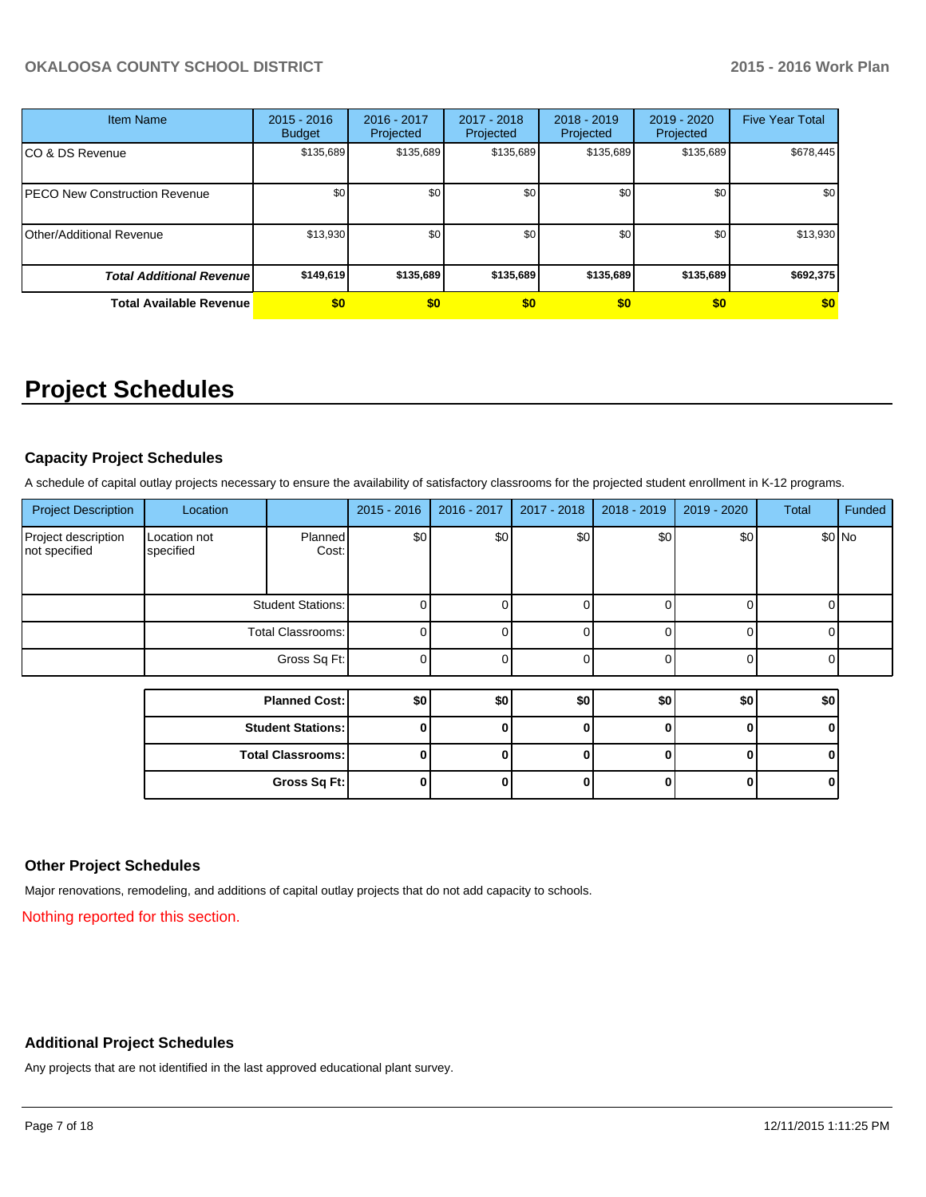| Item Name | 2015 - 2016 Budget | 2016 - 2017 Projected | 2017 - 2018 Projected | 2018 - 2019 Projected | 2019 - 2020 Projected | Five Year Total |
|---|---|---|---|---|---|---|
| CO & DS Revenue | $135,689 | $135,689 | $135,689 | $135,689 | $135,689 | $678,445 |
| PECO New Construction Revenue | $0 | $0 | $0 | $0 | $0 | $0 |
| Other/Additional Revenue | $13,930 | $0 | $0 | $0 | $0 | $13,930 |
| ***Total Additional Revenue*** | **$149,619** | **$135,689** | **$135,689** | **$135,689** | **$135,689** | **$692,375** |
| **Total Available Revenue** | **$0** | **$0** | **$0** | **$0** | **$0** | **$0** |

# Project Schedules

### Capacity Project Schedules

A schedule of capital outlay projects necessary to ensure the availability of satisfactory classrooms for the projected student enrollment in K-12 programs.

| Project Description | Location | | 2015 - 2016 | 2016 - 2017 | 2017 - 2018 | 2018 - 2019 | 2019 - 2020 | Total | Funded |
|---|---|---|---|---|---|---|---|---|---|
| Project description not specified | Location not specified | Planned Cost: | $0 | $0 | $0 | $0 | $0 | $0 | No |
| | | Student Stations: | 0 | 0 | 0 | 0 | 0 | 0 | |
| | | Total Classrooms: | 0 | 0 | 0 | 0 | 0 | 0 | |
| | | Gross Sq Ft: | 0 | 0 | 0 | 0 | 0 | 0 | |

| | 2015 - 2016 | 2016 - 2017 | 2017 - 2018 | 2018 - 2019 | 2019 - 2020 | Total |
|---|---|---|---|---|---|---|
| **Planned Cost:** | **$0** | **$0** | **$0** | **$0** | **$0** | **$0** |
| **Student Stations:** | **0** | **0** | **0** | **0** | **0** | **0** |
| **Total Classrooms:** | **0** | **0** | **0** | **0** | **0** | **0** |
| **Gross Sq Ft:** | **0** | **0** | **0** | **0** | **0** | **0** |

### Other Project Schedules

Major renovations, remodeling, and additions of capital outlay projects that do not add capacity to schools.

Nothing reported for this section.

### Additional Project Schedules

Any projects that are not identified in the last approved educational plant survey.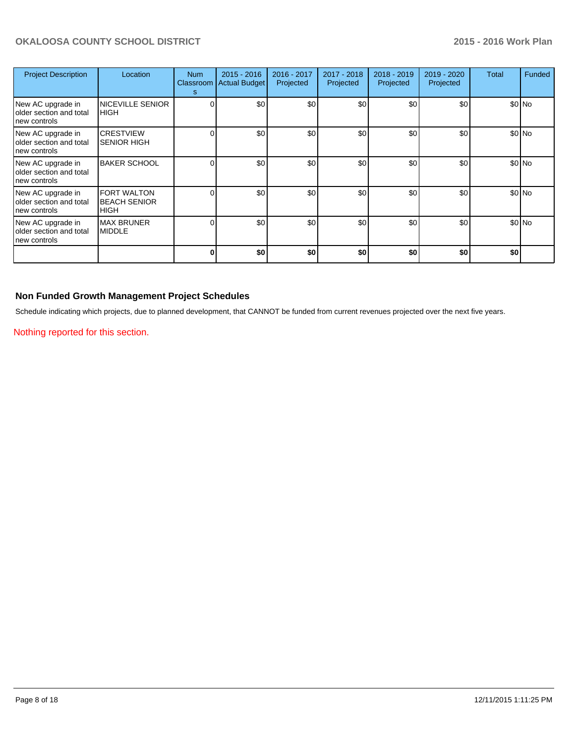| Project Description | Location | Num Classrooms | 2015 - 2016 Actual Budget | 2016 - 2017 Projected | 2017 - 2018 Projected | 2018 - 2019 Projected | 2019 - 2020 Projected | Total | Funded |
|---|---|---|---|---|---|---|---|---|---|
| New AC upgrade in older section and total new controls | NICEVILLE SENIOR HIGH | 0 | $0 | $0 | $0 | $0 | $0 | $0 | No |
| New AC upgrade in older section and total new controls | CRESTVIEW SENIOR HIGH | 0 | $0 | $0 | $0 | $0 | $0 | $0 | No |
| New AC upgrade in older section and total new controls | BAKER SCHOOL | 0 | $0 | $0 | $0 | $0 | $0 | $0 | No |
| New AC upgrade in older section and total new controls | FORT WALTON BEACH SENIOR HIGH | 0 | $0 | $0 | $0 | $0 | $0 | $0 | No |
| New AC upgrade in older section and total new controls | MAX BRUNER MIDDLE | 0 | $0 | $0 | $0 | $0 | $0 | $0 | No |
| | | **0** | **$0** | **$0** | **$0** | **$0** | **$0** | **$0** | |

## Non Funded Growth Management Project Schedules

Schedule indicating which projects, due to planned development, that CANNOT be funded from current revenues projected over the next five years.

Nothing reported for this section.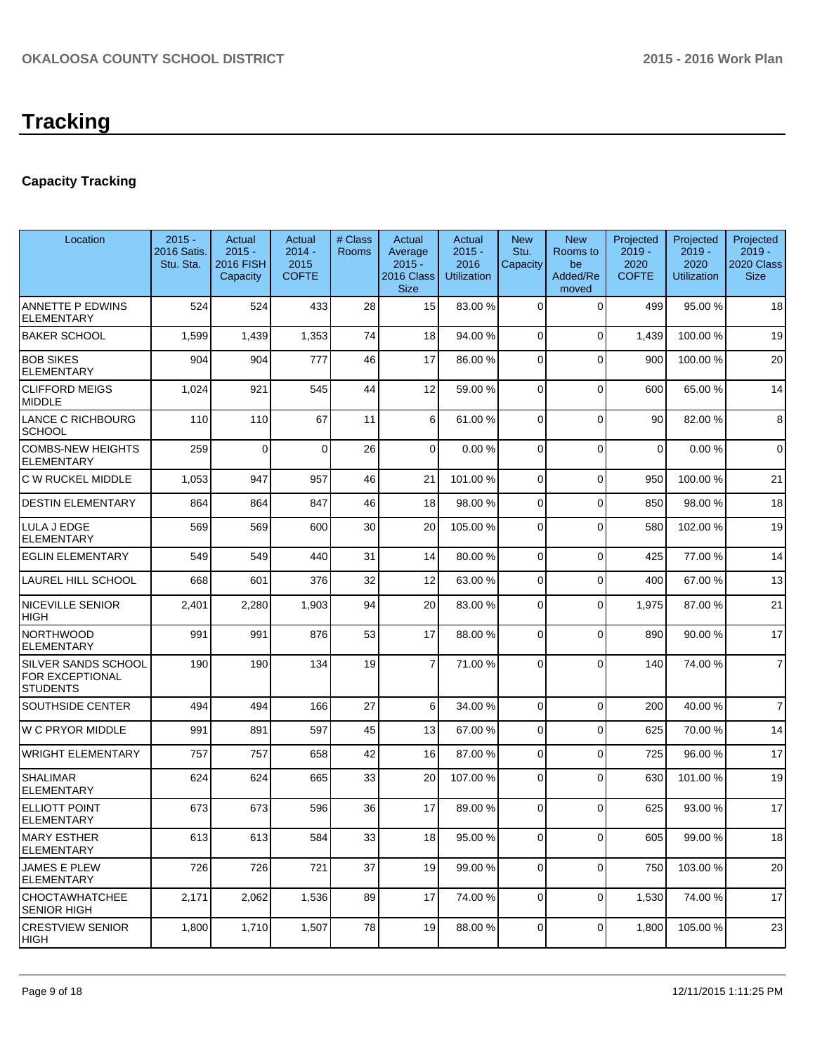# Tracking

## Capacity Tracking

| Location | 2015 - 2016 Satis. Stu. Sta. | Actual 2015 - 2016 FISH Capacity | Actual 2014 - 2015 COFTE | # Class Rooms | Actual Average 2015 - 2016 Class Size | Actual 2015 - 2016 Utilization | New Stu. Capacity | New Rooms to be Added/Removed | Projected 2019 - 2020 COFTE | Projected 2019 - 2020 Utilization | Projected 2019 - 2020 Class Size |
|---|---|---|---|---|---|---|---|---|---|---|---|
| ANNETTE P EDWINS ELEMENTARY | 524 | 524 | 433 | 28 | 15 | 83.00 % | 0 | 0 | 499 | 95.00 % | 18 |
| BAKER SCHOOL | 1,599 | 1,439 | 1,353 | 74 | 18 | 94.00 % | 0 | 0 | 1,439 | 100.00 % | 19 |
| BOB SIKES ELEMENTARY | 904 | 904 | 777 | 46 | 17 | 86.00 % | 0 | 0 | 900 | 100.00 % | 20 |
| CLIFFORD MEIGS MIDDLE | 1,024 | 921 | 545 | 44 | 12 | 59.00 % | 0 | 0 | 600 | 65.00 % | 14 |
| LANCE C RICHBOURG SCHOOL | 110 | 110 | 67 | 11 | 6 | 61.00 % | 0 | 0 | 90 | 82.00 % | 8 |
| COMBS-NEW HEIGHTS ELEMENTARY | 259 | 0 | 0 | 26 | 0 | 0.00 % | 0 | 0 | 0 | 0.00 % | 0 |
| C W RUCKEL MIDDLE | 1,053 | 947 | 957 | 46 | 21 | 101.00 % | 0 | 0 | 950 | 100.00 % | 21 |
| DESTIN ELEMENTARY | 864 | 864 | 847 | 46 | 18 | 98.00 % | 0 | 0 | 850 | 98.00 % | 18 |
| LULA J EDGE ELEMENTARY | 569 | 569 | 600 | 30 | 20 | 105.00 % | 0 | 0 | 580 | 102.00 % | 19 |
| EGLIN ELEMENTARY | 549 | 549 | 440 | 31 | 14 | 80.00 % | 0 | 0 | 425 | 77.00 % | 14 |
| LAUREL HILL SCHOOL | 668 | 601 | 376 | 32 | 12 | 63.00 % | 0 | 0 | 400 | 67.00 % | 13 |
| NICEVILLE SENIOR HIGH | 2,401 | 2,280 | 1,903 | 94 | 20 | 83.00 % | 0 | 0 | 1,975 | 87.00 % | 21 |
| NORTHWOOD ELEMENTARY | 991 | 991 | 876 | 53 | 17 | 88.00 % | 0 | 0 | 890 | 90.00 % | 17 |
| SILVER SANDS SCHOOL FOR EXCEPTIONAL STUDENTS | 190 | 190 | 134 | 19 | 7 | 71.00 % | 0 | 0 | 140 | 74.00 % | 7 |
| SOUTHSIDE CENTER | 494 | 494 | 166 | 27 | 6 | 34.00 % | 0 | 0 | 200 | 40.00 % | 7 |
| W C PRYOR MIDDLE | 991 | 891 | 597 | 45 | 13 | 67.00 % | 0 | 0 | 625 | 70.00 % | 14 |
| WRIGHT ELEMENTARY | 757 | 757 | 658 | 42 | 16 | 87.00 % | 0 | 0 | 725 | 96.00 % | 17 |
| SHALIMAR ELEMENTARY | 624 | 624 | 665 | 33 | 20 | 107.00 % | 0 | 0 | 630 | 101.00 % | 19 |
| ELLIOTT POINT ELEMENTARY | 673 | 673 | 596 | 36 | 17 | 89.00 % | 0 | 0 | 625 | 93.00 % | 17 |
| MARY ESTHER ELEMENTARY | 613 | 613 | 584 | 33 | 18 | 95.00 % | 0 | 0 | 605 | 99.00 % | 18 |
| JAMES E PLEW ELEMENTARY | 726 | 726 | 721 | 37 | 19 | 99.00 % | 0 | 0 | 750 | 103.00 % | 20 |
| CHOCTAWHATCHEE SENIOR HIGH | 2,171 | 2,062 | 1,536 | 89 | 17 | 74.00 % | 0 | 0 | 1,530 | 74.00 % | 17 |
| CRESTVIEW SENIOR HIGH | 1,800 | 1,710 | 1,507 | 78 | 19 | 88.00 % | 0 | 0 | 1,800 | 105.00 % | 23 |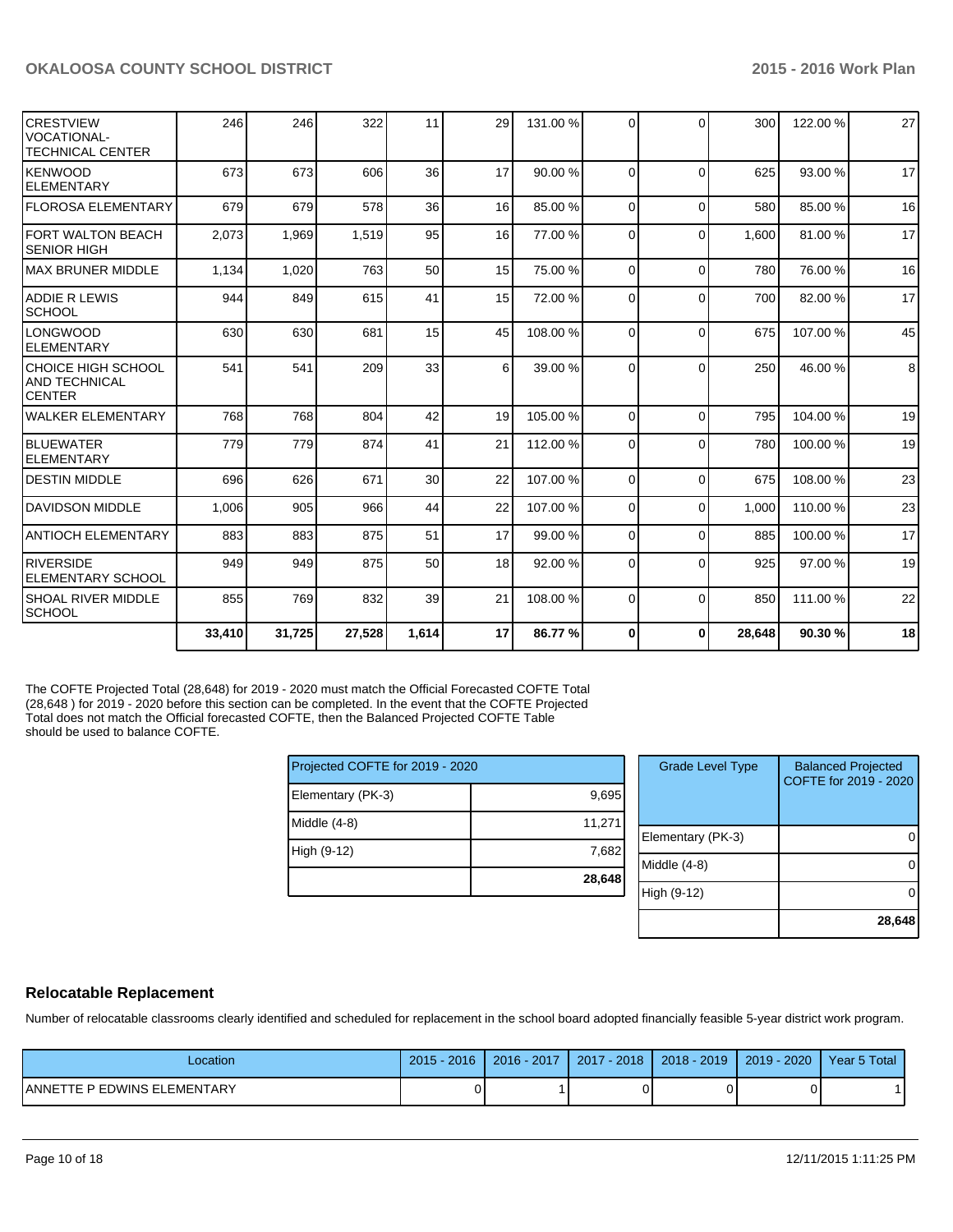| | | | | | | | | | | |
|---|---|---|---|---|---|---|---|---|---|---|
| CRESTVIEW VOCATIONAL-TECHNICAL CENTER | 246 | 246 | 322 | 11 | 29 | 131.00 % | 0 | 0 | 300 | 122.00 % | 27 |
| KENWOOD ELEMENTARY | 673 | 673 | 606 | 36 | 17 | 90.00 % | 0 | 0 | 625 | 93.00 % | 17 |
| FLOROSA ELEMENTARY | 679 | 679 | 578 | 36 | 16 | 85.00 % | 0 | 0 | 580 | 85.00 % | 16 |
| FORT WALTON BEACH SENIOR HIGH | 2,073 | 1,969 | 1,519 | 95 | 16 | 77.00 % | 0 | 0 | 1,600 | 81.00 % | 17 |
| MAX BRUNER MIDDLE | 1,134 | 1,020 | 763 | 50 | 15 | 75.00 % | 0 | 0 | 780 | 76.00 % | 16 |
| ADDIE R LEWIS SCHOOL | 944 | 849 | 615 | 41 | 15 | 72.00 % | 0 | 0 | 700 | 82.00 % | 17 |
| LONGWOOD ELEMENTARY | 630 | 630 | 681 | 15 | 45 | 108.00 % | 0 | 0 | 675 | 107.00 % | 45 |
| CHOICE HIGH SCHOOL AND TECHNICAL CENTER | 541 | 541 | 209 | 33 | 6 | 39.00 % | 0 | 0 | 250 | 46.00 % | 8 |
| WALKER ELEMENTARY | 768 | 768 | 804 | 42 | 19 | 105.00 % | 0 | 0 | 795 | 104.00 % | 19 |
| BLUEWATER ELEMENTARY | 779 | 779 | 874 | 41 | 21 | 112.00 % | 0 | 0 | 780 | 100.00 % | 19 |
| DESTIN MIDDLE | 696 | 626 | 671 | 30 | 22 | 107.00 % | 0 | 0 | 675 | 108.00 % | 23 |
| DAVIDSON MIDDLE | 1,006 | 905 | 966 | 44 | 22 | 107.00 % | 0 | 0 | 1,000 | 110.00 % | 23 |
| ANTIOCH ELEMENTARY | 883 | 883 | 875 | 51 | 17 | 99.00 % | 0 | 0 | 885 | 100.00 % | 17 |
| RIVERSIDE ELEMENTARY SCHOOL | 949 | 949 | 875 | 50 | 18 | 92.00 % | 0 | 0 | 925 | 97.00 % | 19 |
| SHOAL RIVER MIDDLE SCHOOL | 855 | 769 | 832 | 39 | 21 | 108.00 % | 0 | 0 | 850 | 111.00 % | 22 |
| | **33,410** | **31,725** | **27,528** | **1,614** | **17** | **86.77 %** | **0** | **0** | **28,648** | **90.30 %** | **18** |

The COFTE Projected Total (28,648) for 2019 - 2020 must match the Official Forecasted COFTE Total (28,648 ) for 2019 - 2020 before this section can be completed. In the event that the COFTE Projected Total does not match the Official forecasted COFTE, then the Balanced Projected COFTE Table should be used to balance COFTE.

| Projected COFTE for 2019 - 2020 | |
|---|---|
| Elementary (PK-3) | 9,695 |
| Middle (4-8) | 11,271 |
| High (9-12) | 7,682 |
| | **28,648** |

| Grade Level Type | Balanced Projected COFTE for 2019 - 2020 |
|---|---|
| Elementary (PK-3) | 0 |
| Middle (4-8) | 0 |
| High (9-12) | 0 |
| | **28,648** |

## Relocatable Replacement

Number of relocatable classrooms clearly identified and scheduled for replacement in the school board adopted financially feasible 5-year district work program.

| Location | 2015 - 2016 | 2016 - 2017 | 2017 - 2018 | 2018 - 2019 | 2019 - 2020 | Year 5 Total |
|---|---|---|---|---|---|---|
| ANNETTE P EDWINS ELEMENTARY | 0 | 1 | 0 | 0 | 0 | 1 |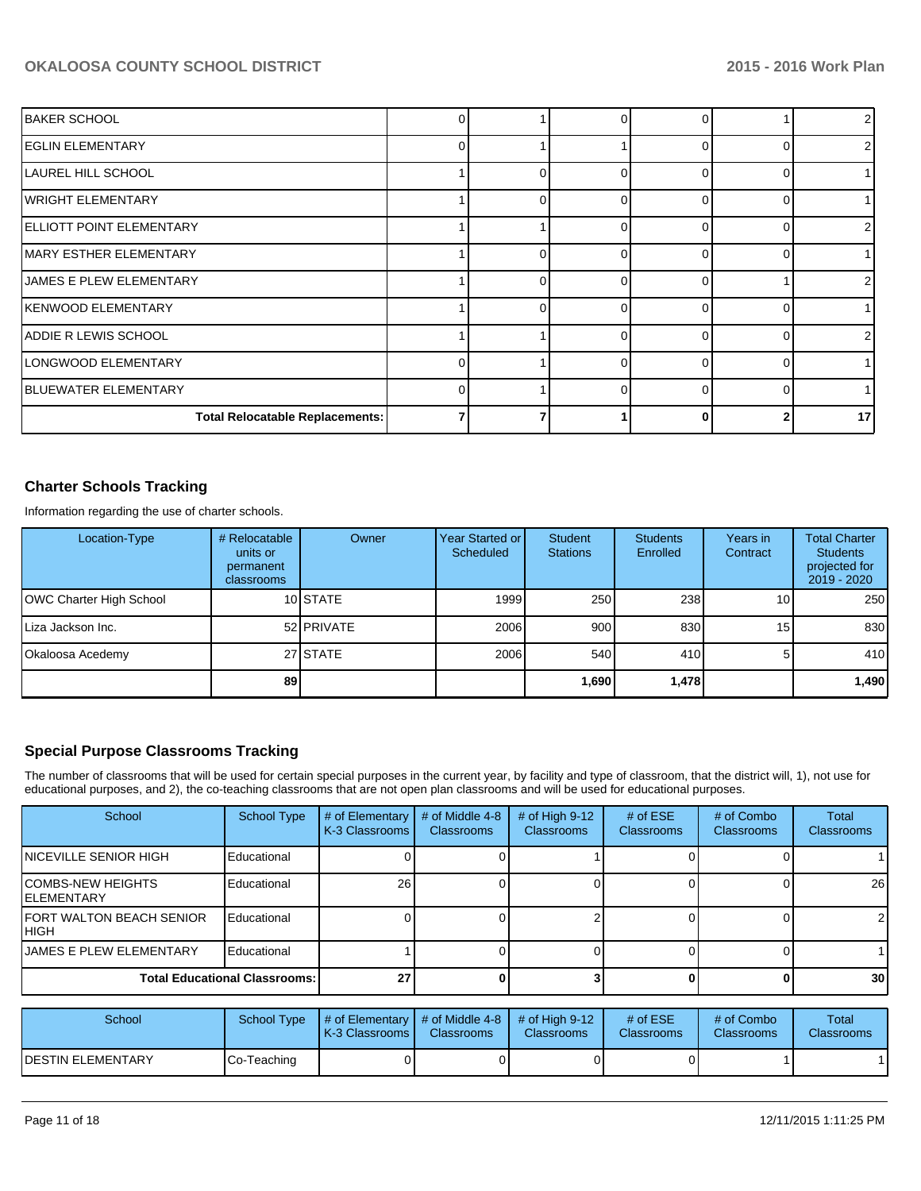| | | | | | | |
|---|---|---|---|---|---|---|
| BAKER SCHOOL | 0 | 1 | 0 | 0 | 1 | 2 |
| EGLIN ELEMENTARY | 0 | 1 | 1 | 0 | 0 | 2 |
| LAUREL HILL SCHOOL | 1 | 0 | 0 | 0 | 0 | 1 |
| WRIGHT ELEMENTARY | 1 | 0 | 0 | 0 | 0 | 1 |
| ELLIOTT POINT ELEMENTARY | 1 | 1 | 0 | 0 | 0 | 2 |
| MARY ESTHER ELEMENTARY | 1 | 0 | 0 | 0 | 0 | 1 |
| JAMES E PLEW ELEMENTARY | 1 | 0 | 0 | 0 | 1 | 2 |
| KENWOOD ELEMENTARY | 1 | 0 | 0 | 0 | 0 | 1 |
| ADDIE R LEWIS SCHOOL | 1 | 1 | 0 | 0 | 0 | 2 |
| LONGWOOD ELEMENTARY | 0 | 1 | 0 | 0 | 0 | 1 |
| BLUEWATER ELEMENTARY | 0 | 1 | 0 | 0 | 0 | 1 |
| **Total Relocatable Replacements:** | **7** | **7** | **1** | **0** | **2** | **17** |

## Charter Schools Tracking

Information regarding the use of charter schools.

| Location-Type | # Relocatable units or permanent classrooms | Owner | Year Started or Scheduled | Student Stations | Students Enrolled | Years in Contract | Total Charter Students projected for 2019 - 2020 |
|---|---|---|---|---|---|---|---|
| OWC Charter High School | 10 | STATE | 1999 | 250 | 238 | 10 | 250 |
| Liza Jackson Inc. | 52 | PRIVATE | 2006 | 900 | 830 | 15 | 830 |
| Okaloosa Acedemy | 27 | STATE | 2006 | 540 | 410 | 5 | 410 |
| | **89** | | | **1,690** | **1,478** | | **1,490** |

## Special Purpose Classrooms Tracking

The number of classrooms that will be used for certain special purposes in the current year, by facility and type of classroom, that the district will, 1), not use for educational purposes, and 2), the co-teaching classrooms that are not open plan classrooms and will be used for educational purposes.

| School | School Type | # of Elementary K-3 Classrooms | # of Middle 4-8 Classrooms | # of High 9-12 Classrooms | # of ESE Classrooms | # of Combo Classrooms | Total Classrooms |
|---|---|---|---|---|---|---|---|
| NICEVILLE SENIOR HIGH | Educational | 0 | 0 | 1 | 0 | 0 | 1 |
| COMBS-NEW HEIGHTS ELEMENTARY | Educational | 26 | 0 | 0 | 0 | 0 | 26 |
| FORT WALTON BEACH SENIOR HIGH | Educational | 0 | 0 | 2 | 0 | 0 | 2 |
| JAMES E PLEW ELEMENTARY | Educational | 1 | 0 | 0 | 0 | 0 | 1 |
| **Total Educational Classrooms:** | | **27** | **0** | **3** | **0** | **0** | **30** |

| School | School Type | # of Elementary K-3 Classrooms | # of Middle 4-8 Classrooms | # of High 9-12 Classrooms | # of ESE Classrooms | # of Combo Classrooms | Total Classrooms |
|---|---|---|---|---|---|---|---|
| DESTIN ELEMENTARY | Co-Teaching | 0 | 0 | 0 | 0 | 1 | 1 |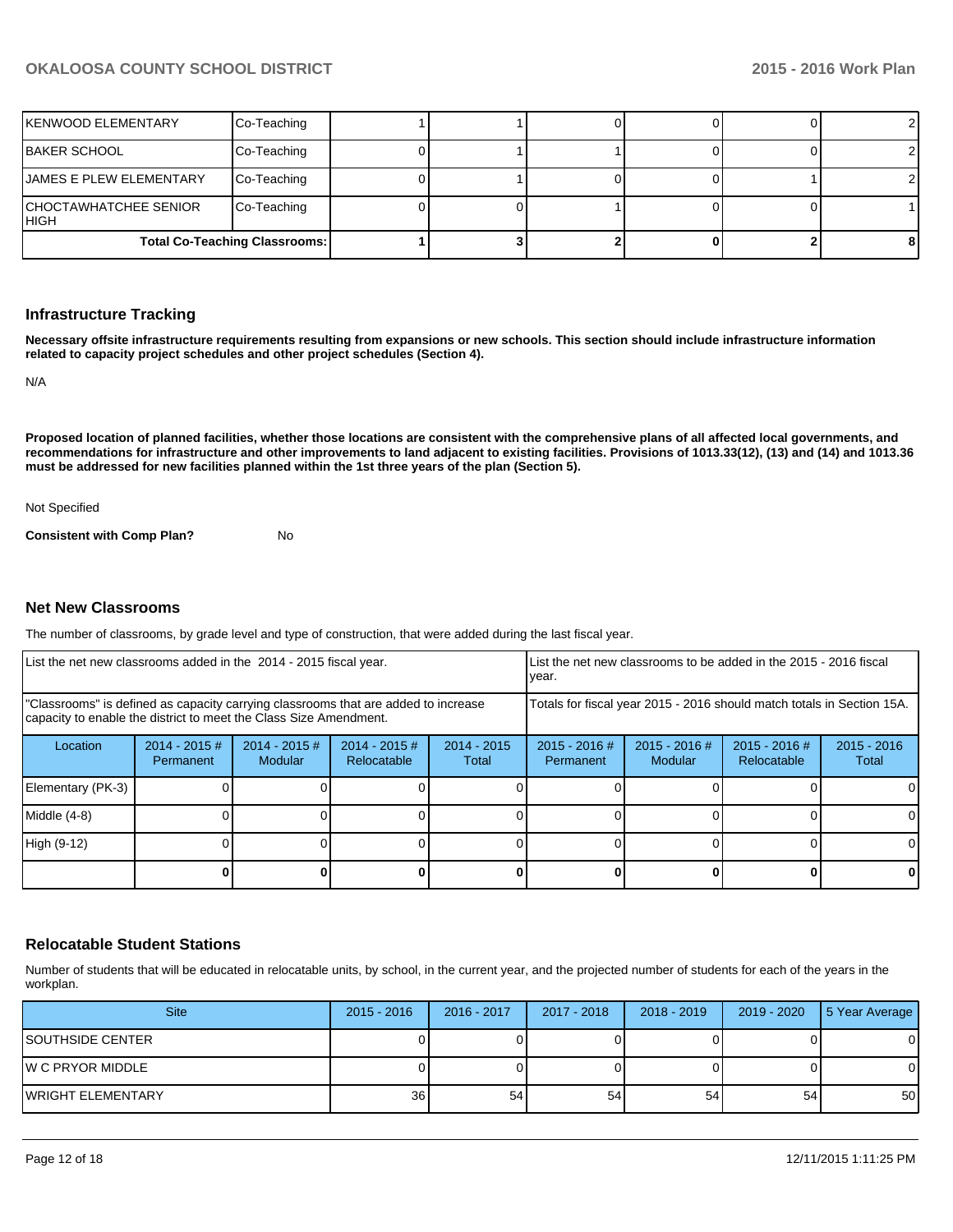| KENWOOD ELEMENTARY | Co-Teaching | 1 | 1 | 0 | 0 | 0 | 2 |
|---|---|---|---|---|---|---|---|
| BAKER SCHOOL | Co-Teaching | 0 | 1 | 1 | 0 | 0 | 2 |
| JAMES E PLEW ELEMENTARY | Co-Teaching | 0 | 1 | 0 | 0 | 1 | 2 |
| CHOCTAWHATCHEE SENIOR HIGH | Co-Teaching | 0 | 0 | 1 | 0 | 0 | 1 |
| **Total Co-Teaching Classrooms:** | | **1** | **3** | **2** | **0** | **2** | **8** |

## Infrastructure Tracking

**Necessary offsite infrastructure requirements resulting from expansions or new schools. This section should include infrastructure information related to capacity project schedules and other project schedules (Section 4).**

N/A

**Proposed location of planned facilities, whether those locations are consistent with the comprehensive plans of all affected local governments, and recommendations for infrastructure and other improvements to land adjacent to existing facilities. Provisions of 1013.33(12), (13) and (14) and 1013.36 must be addressed for new facilities planned within the 1st three years of the plan (Section 5).**

Not Specified

**Consistent with Comp Plan?** No

## Net New Classrooms

The number of classrooms, by grade level and type of construction, that were added during the last fiscal year.

| List the net new classrooms added in the 2014 - 2015 fiscal year. | | | | | List the net new classrooms to be added in the 2015 - 2016 fiscal year. | | | |
|---|---|---|---|---|---|---|---|---|
| "Classrooms" is defined as capacity carrying classrooms that are added to increase capacity to enable the district to meet the Class Size Amendment. | | | | | Totals for fiscal year 2015 - 2016 should match totals in Section 15A. | | | |
| Location | 2014 - 2015 # Permanent | 2014 - 2015 # Modular | 2014 - 2015 # Relocatable | 2014 - 2015 Total | 2015 - 2016 # Permanent | 2015 - 2016 # Modular | 2015 - 2016 # Relocatable | 2015 - 2016 Total |
| Elementary (PK-3) | 0 | 0 | 0 | 0 | 0 | 0 | 0 | 0 |
| Middle (4-8) | 0 | 0 | 0 | 0 | 0 | 0 | 0 | 0 |
| High (9-12) | 0 | 0 | 0 | 0 | 0 | 0 | 0 | 0 |
| | **0** | **0** | **0** | **0** | **0** | **0** | **0** | **0** |

## Relocatable Student Stations

Number of students that will be educated in relocatable units, by school, in the current year, and the projected number of students for each of the years in the workplan.

| Site | 2015 - 2016 | 2016 - 2017 | 2017 - 2018 | 2018 - 2019 | 2019 - 2020 | 5 Year Average |
|---|---|---|---|---|---|---|
| SOUTHSIDE CENTER | 0 | 0 | 0 | 0 | 0 | 0 |
| W C PRYOR MIDDLE | 0 | 0 | 0 | 0 | 0 | 0 |
| WRIGHT ELEMENTARY | 36 | 54 | 54 | 54 | 54 | 50 |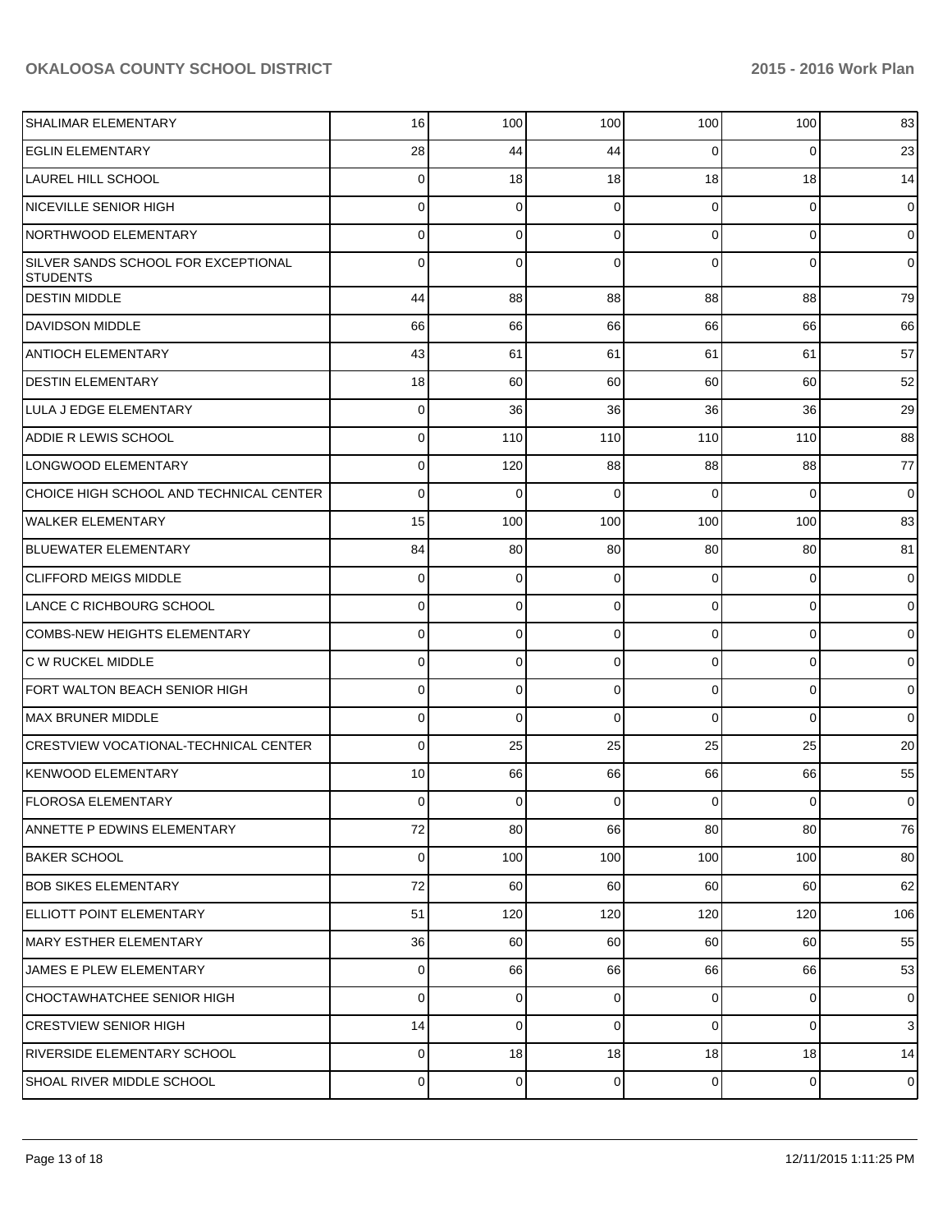| | | | | | | |
|---|---|---|---|---|---|---|
| SHALIMAR ELEMENTARY | 16 | 100 | 100 | 100 | 100 | 83 |
| EGLIN ELEMENTARY | 28 | 44 | 44 | 0 | 0 | 23 |
| LAUREL HILL SCHOOL | 0 | 18 | 18 | 18 | 18 | 14 |
| NICEVILLE SENIOR HIGH | 0 | 0 | 0 | 0 | 0 | 0 |
| NORTHWOOD ELEMENTARY | 0 | 0 | 0 | 0 | 0 | 0 |
| SILVER SANDS SCHOOL FOR EXCEPTIONAL STUDENTS | 0 | 0 | 0 | 0 | 0 | 0 |
| DESTIN MIDDLE | 44 | 88 | 88 | 88 | 88 | 79 |
| DAVIDSON MIDDLE | 66 | 66 | 66 | 66 | 66 | 66 |
| ANTIOCH ELEMENTARY | 43 | 61 | 61 | 61 | 61 | 57 |
| DESTIN ELEMENTARY | 18 | 60 | 60 | 60 | 60 | 52 |
| LULA J EDGE ELEMENTARY | 0 | 36 | 36 | 36 | 36 | 29 |
| ADDIE R LEWIS SCHOOL | 0 | 110 | 110 | 110 | 110 | 88 |
| LONGWOOD ELEMENTARY | 0 | 120 | 88 | 88 | 88 | 77 |
| CHOICE HIGH SCHOOL AND TECHNICAL CENTER | 0 | 0 | 0 | 0 | 0 | 0 |
| WALKER ELEMENTARY | 15 | 100 | 100 | 100 | 100 | 83 |
| BLUEWATER ELEMENTARY | 84 | 80 | 80 | 80 | 80 | 81 |
| CLIFFORD MEIGS MIDDLE | 0 | 0 | 0 | 0 | 0 | 0 |
| LANCE C RICHBOURG SCHOOL | 0 | 0 | 0 | 0 | 0 | 0 |
| COMBS-NEW HEIGHTS ELEMENTARY | 0 | 0 | 0 | 0 | 0 | 0 |
| C W RUCKEL MIDDLE | 0 | 0 | 0 | 0 | 0 | 0 |
| FORT WALTON BEACH SENIOR HIGH | 0 | 0 | 0 | 0 | 0 | 0 |
| MAX BRUNER MIDDLE | 0 | 0 | 0 | 0 | 0 | 0 |
| CRESTVIEW VOCATIONAL-TECHNICAL CENTER | 0 | 25 | 25 | 25 | 25 | 20 |
| KENWOOD ELEMENTARY | 10 | 66 | 66 | 66 | 66 | 55 |
| FLOROSA ELEMENTARY | 0 | 0 | 0 | 0 | 0 | 0 |
| ANNETTE P EDWINS ELEMENTARY | 72 | 80 | 66 | 80 | 80 | 76 |
| BAKER SCHOOL | 0 | 100 | 100 | 100 | 100 | 80 |
| BOB SIKES ELEMENTARY | 72 | 60 | 60 | 60 | 60 | 62 |
| ELLIOTT POINT ELEMENTARY | 51 | 120 | 120 | 120 | 120 | 106 |
| MARY ESTHER ELEMENTARY | 36 | 60 | 60 | 60 | 60 | 55 |
| JAMES E PLEW ELEMENTARY | 0 | 66 | 66 | 66 | 66 | 53 |
| CHOCTAWHATCHEE SENIOR HIGH | 0 | 0 | 0 | 0 | 0 | 0 |
| CRESTVIEW SENIOR HIGH | 14 | 0 | 0 | 0 | 0 | 3 |
| RIVERSIDE ELEMENTARY SCHOOL | 0 | 18 | 18 | 18 | 18 | 14 |
| SHOAL RIVER MIDDLE SCHOOL | 0 | 0 | 0 | 0 | 0 | 0 |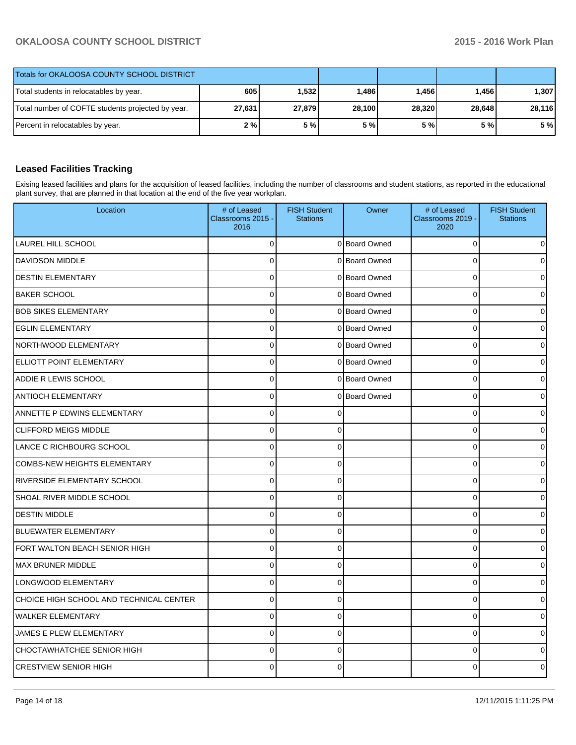| Totals for OKALOOSA COUNTY SCHOOL DISTRICT | | | | | | |
|---|---|---|---|---|---|---|
| Total students in relocatables by year. | 605 | 1,532 | 1,486 | 1,456 | 1,456 | 1,307 |
| Total number of COFTE students projected by year. | 27,631 | 27,879 | 28,100 | 28,320 | 28,648 | 28,116 |
| Percent in relocatables by year. | 2 % | 5 % | 5 % | 5 % | 5 % | 5 % |

## Leased Facilities Tracking

Exising leased facilities and plans for the acquisition of leased facilities, including the number of classrooms and student stations, as reported in the educational plant survey, that are planned in that location at the end of the five year workplan.

| Location | # of Leased Classrooms 2015 - 2016 | FISH Student Stations | Owner | # of Leased Classrooms 2019 - 2020 | FISH Student Stations |
|---|---|---|---|---|---|
| LAUREL HILL SCHOOL | 0 | 0 | Board Owned | 0 | 0 |
| DAVIDSON MIDDLE | 0 | 0 | Board Owned | 0 | 0 |
| DESTIN ELEMENTARY | 0 | 0 | Board Owned | 0 | 0 |
| BAKER SCHOOL | 0 | 0 | Board Owned | 0 | 0 |
| BOB SIKES ELEMENTARY | 0 | 0 | Board Owned | 0 | 0 |
| EGLIN ELEMENTARY | 0 | 0 | Board Owned | 0 | 0 |
| NORTHWOOD ELEMENTARY | 0 | 0 | Board Owned | 0 | 0 |
| ELLIOTT POINT ELEMENTARY | 0 | 0 | Board Owned | 0 | 0 |
| ADDIE R LEWIS SCHOOL | 0 | 0 | Board Owned | 0 | 0 |
| ANTIOCH ELEMENTARY | 0 | 0 | Board Owned | 0 | 0 |
| ANNETTE P EDWINS ELEMENTARY | 0 | 0 | | 0 | 0 |
| CLIFFORD MEIGS MIDDLE | 0 | 0 | | 0 | 0 |
| LANCE C RICHBOURG SCHOOL | 0 | 0 | | 0 | 0 |
| COMBS-NEW HEIGHTS ELEMENTARY | 0 | 0 | | 0 | 0 |
| RIVERSIDE ELEMENTARY SCHOOL | 0 | 0 | | 0 | 0 |
| SHOAL RIVER MIDDLE SCHOOL | 0 | 0 | | 0 | 0 |
| DESTIN MIDDLE | 0 | 0 | | 0 | 0 |
| BLUEWATER ELEMENTARY | 0 | 0 | | 0 | 0 |
| FORT WALTON BEACH SENIOR HIGH | 0 | 0 | | 0 | 0 |
| MAX BRUNER MIDDLE | 0 | 0 | | 0 | 0 |
| LONGWOOD ELEMENTARY | 0 | 0 | | 0 | 0 |
| CHOICE HIGH SCHOOL AND TECHNICAL CENTER | 0 | 0 | | 0 | 0 |
| WALKER ELEMENTARY | 0 | 0 | | 0 | 0 |
| JAMES E PLEW ELEMENTARY | 0 | 0 | | 0 | 0 |
| CHOCTAWHATCHEE SENIOR HIGH | 0 | 0 | | 0 | 0 |
| CRESTVIEW SENIOR HIGH | 0 | 0 | | 0 | 0 |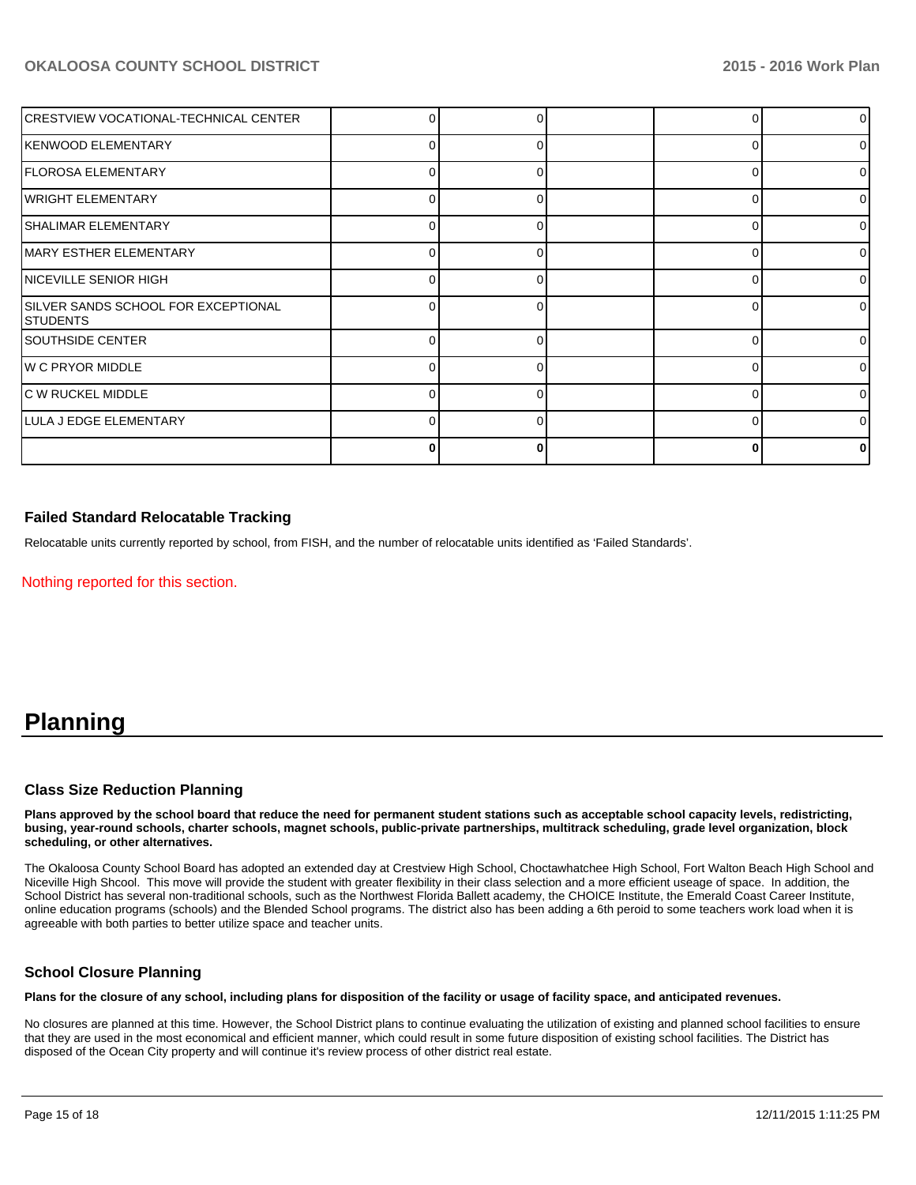| | | | | | |
|---|---|---|---|---|---|
| CRESTVIEW VOCATIONAL-TECHNICAL CENTER | 0 | 0 | | 0 | 0 |
| KENWOOD ELEMENTARY | 0 | 0 | | 0 | 0 |
| FLOROSA ELEMENTARY | 0 | 0 | | 0 | 0 |
| WRIGHT ELEMENTARY | 0 | 0 | | 0 | 0 |
| SHALIMAR ELEMENTARY | 0 | 0 | | 0 | 0 |
| MARY ESTHER ELEMENTARY | 0 | 0 | | 0 | 0 |
| NICEVILLE SENIOR HIGH | 0 | 0 | | 0 | 0 |
| SILVER SANDS SCHOOL FOR EXCEPTIONAL STUDENTS | 0 | 0 | | 0 | 0 |
| SOUTHSIDE CENTER | 0 | 0 | | 0 | 0 |
| W C PRYOR MIDDLE | 0 | 0 | | 0 | 0 |
| C W RUCKEL MIDDLE | 0 | 0 | | 0 | 0 |
| LULA J EDGE ELEMENTARY | 0 | 0 | | 0 | 0 |
| | **0** | **0** | | **0** | **0** |

### Failed Standard Relocatable Tracking

Relocatable units currently reported by school, from FISH, and the number of relocatable units identified as 'Failed Standards'.

Nothing reported for this section.

# Planning

### Class Size Reduction Planning

**Plans approved by the school board that reduce the need for permanent student stations such as acceptable school capacity levels, redistricting, busing, year-round schools, charter schools, magnet schools, public-private partnerships, multitrack scheduling, grade level organization, block scheduling, or other alternatives.**

The Okaloosa County School Board has adopted an extended day at Crestview High School, Choctawhatchee High School, Fort Walton Beach High School and Niceville High Shcool. This move will provide the student with greater flexibility in their class selection and a more efficient useage of space. In addition, the School District has several non-traditional schools, such as the Northwest Florida Ballett academy, the CHOICE Institute, the Emerald Coast Career Institute, online education programs (schools) and the Blended School programs. The district also has been adding a 6th peroid to some teachers work load when it is agreeable with both parties to better utilize space and teacher units.

### School Closure Planning

**Plans for the closure of any school, including plans for disposition of the facility or usage of facility space, and anticipated revenues.**

No closures are planned at this time. However, the School District plans to continue evaluating the utilization of existing and planned school facilities to ensure that they are used in the most economical and efficient manner, which could result in some future disposition of existing school facilities. The District has disposed of the Ocean City property and will continue it's review process of other district real estate.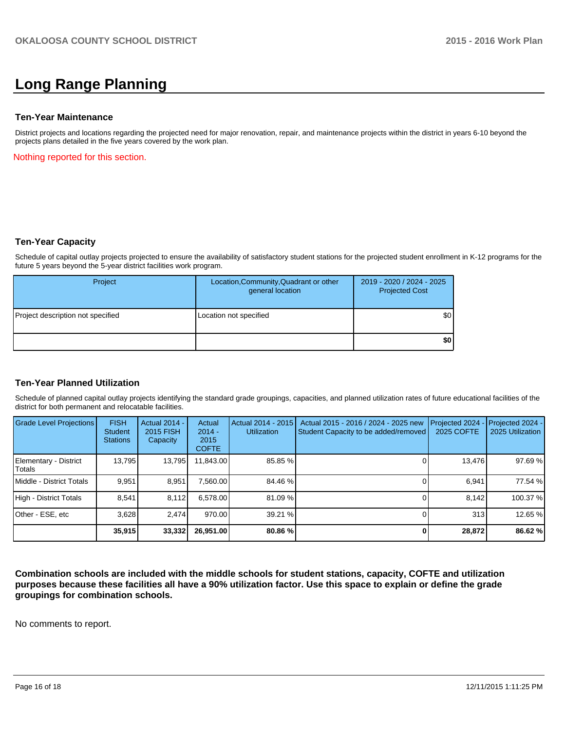# Long Range Planning

### Ten-Year Maintenance

District projects and locations regarding the projected need for major renovation, repair, and maintenance projects within the district in years 6-10 beyond the projects plans detailed in the five years covered by the work plan.

Nothing reported for this section.

### Ten-Year Capacity

Schedule of capital outlay projects projected to ensure the availability of satisfactory student stations for the projected student enrollment in K-12 programs for the future 5 years beyond the 5-year district facilities work program.

| Project | Location,Community,Quadrant or other general location | 2019 - 2020 / 2024 - 2025 Projected Cost |
|---|---|---|
| Project description not specified | Location not specified | $0 |
| | | **$0** |

### Ten-Year Planned Utilization

Schedule of planned capital outlay projects identifying the standard grade groupings, capacities, and planned utilization rates of future educational facilities of the district for both permanent and relocatable facilities.

| Grade Level Projections | FISH Student Stations | Actual 2014 - 2015 FISH Capacity | Actual 2014 - 2015 COFTE | Actual 2014 - 2015 Utilization | Actual 2015 - 2016 / 2024 - 2025 new Student Capacity to be added/removed | Projected 2024 - 2025 COFTE | Projected 2024 - 2025 Utilization |
|---|---|---|---|---|---|---|---|
| Elementary - District Totals | 13,795 | 13,795 | 11,843.00 | 85.85 % | 0 | 13,476 | 97.69 % |
| Middle - District Totals | 9,951 | 8,951 | 7,560.00 | 84.46 % | 0 | 6,941 | 77.54 % |
| High - District Totals | 8,541 | 8,112 | 6,578.00 | 81.09 % | 0 | 8,142 | 100.37 % |
| Other - ESE, etc | 3,628 | 2,474 | 970.00 | 39.21 % | 0 | 313 | 12.65 % |
| | **35,915** | **33,332** | **26,951.00** | **80.86 %** | **0** | **28,872** | **86.62 %** |

**Combination schools are included with the middle schools for student stations, capacity, COFTE and utilization purposes because these facilities all have a 90% utilization factor. Use this space to explain or define the grade groupings for combination schools.**

No comments to report.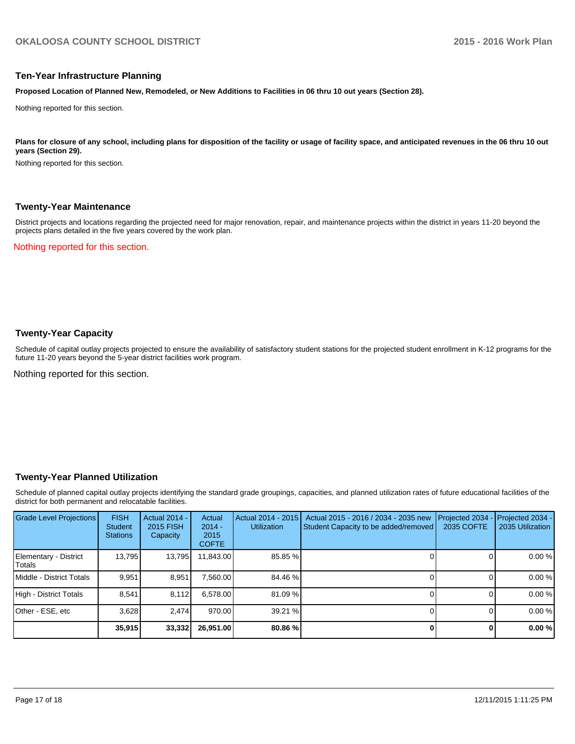## Ten-Year Infrastructure Planning

**Proposed Location of Planned New, Remodeled, or New Additions to Facilities in 06 thru 10 out years (Section 28).**

Nothing reported for this section.

**Plans for closure of any school, including plans for disposition of the facility or usage of facility space, and anticipated revenues in the 06 thru 10 out years (Section 29).**

Nothing reported for this section.

## Twenty-Year Maintenance

District projects and locations regarding the projected need for major renovation, repair, and maintenance projects within the district in years 11-20 beyond the projects plans detailed in the five years covered by the work plan.

Nothing reported for this section.

## Twenty-Year Capacity

Schedule of capital outlay projects projected to ensure the availability of satisfactory student stations for the projected student enrollment in K-12 programs for the future 11-20 years beyond the 5-year district facilities work program.

Nothing reported for this section.

## Twenty-Year Planned Utilization

Schedule of planned capital outlay projects identifying the standard grade groupings, capacities, and planned utilization rates of future educational facilities of the district for both permanent and relocatable facilities.

| Grade Level Projections | FISH Student Stations | Actual 2014 - 2015 FISH Capacity | Actual 2014 - 2015 COFTE | Actual 2014 - 2015 Utilization | Actual 2015 - 2016 / 2034 - 2035 new Student Capacity to be added/removed | Projected 2034 - 2035 COFTE | Projected 2034 - 2035 Utilization |
|---|---|---|---|---|---|---|---|
| Elementary - District Totals | 13,795 | 13,795 | 11,843.00 | 85.85 % | 0 | 0 | 0.00 % |
| Middle - District Totals | 9,951 | 8,951 | 7,560.00 | 84.46 % | 0 | 0 | 0.00 % |
| High - District Totals | 8,541 | 8,112 | 6,578.00 | 81.09 % | 0 | 0 | 0.00 % |
| Other - ESE, etc | 3,628 | 2,474 | 970.00 | 39.21 % | 0 | 0 | 0.00 % |
| | **35,915** | **33,332** | **26,951.00** | **80.86 %** | **0** | **0** | **0.00 %** |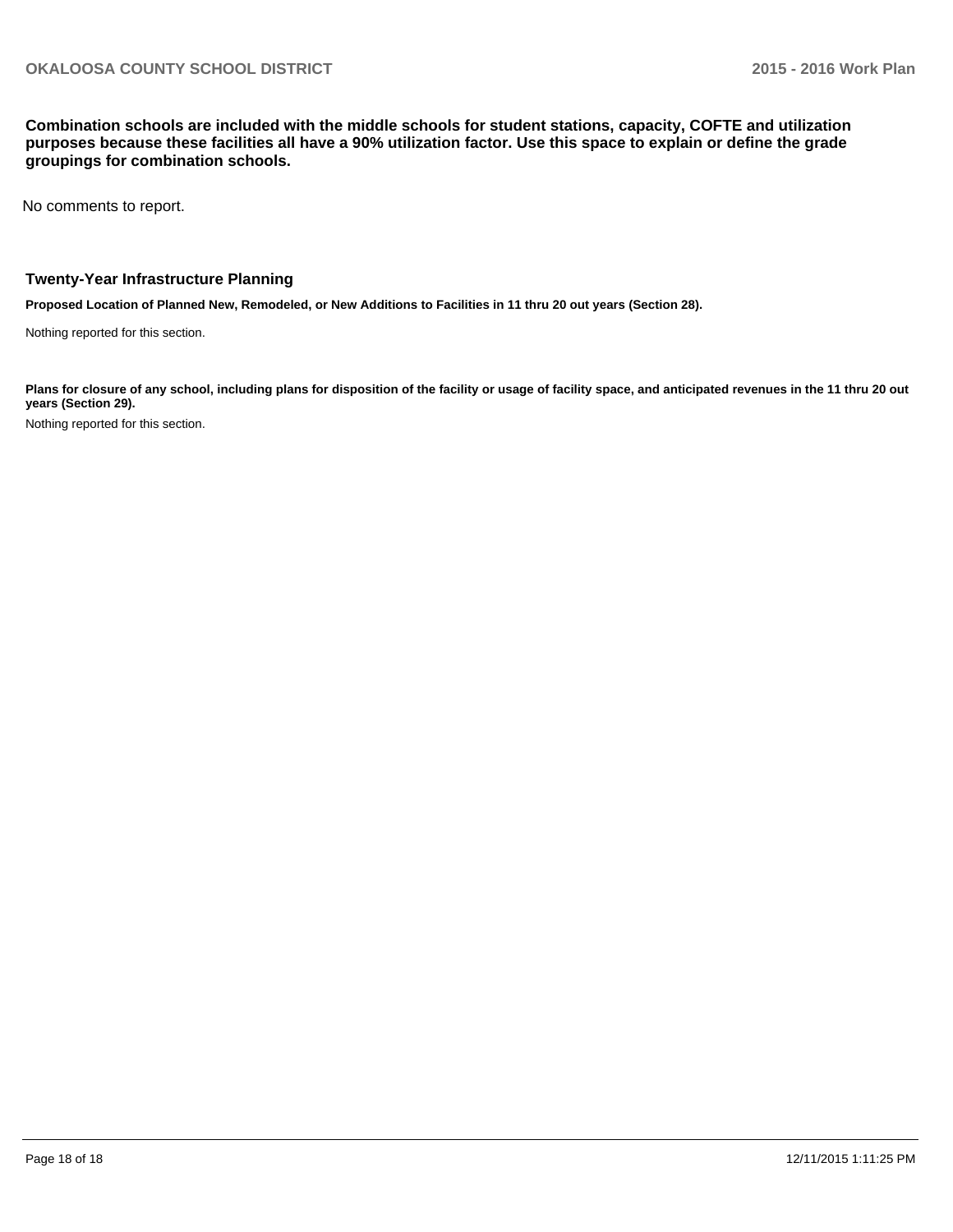**Combination schools are included with the middle schools for student stations, capacity, COFTE and utilization purposes because these facilities all have a 90% utilization factor. Use this space to explain or define the grade groupings for combination schools.**

No comments to report.

## Twenty-Year Infrastructure Planning

**Proposed Location of Planned New, Remodeled, or New Additions to Facilities in 11 thru 20 out years (Section 28).**

Nothing reported for this section.

**Plans for closure of any school, including plans for disposition of the facility or usage of facility space, and anticipated revenues in the 11 thru 20 out years (Section 29).**

Nothing reported for this section.